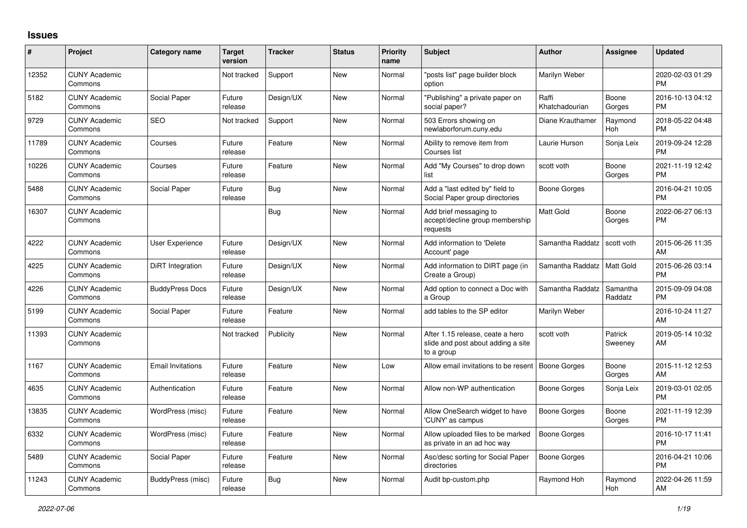# Issues

| # | Project | Category name | Target version | Tracker | Status | Priority name | Subject | Author | Assignee | Updated |
|---|---|---|---|---|---|---|---|---|---|---|
| 12352 | CUNY Academic Commons | | Not tracked | Support | New | Normal | "posts list" page builder block option | Marilyn Weber | | 2020-02-03 01:29 PM |
| 5182 | CUNY Academic Commons | Social Paper | Future release | Design/UX | New | Normal | "Publishing" a private paper on social paper? | Raffi Khatchadourian | Boone Gorges | 2016-10-13 04:12 PM |
| 9729 | CUNY Academic Commons | SEO | Not tracked | Support | New | Normal | 503 Errors showing on newlaborforum.cuny.edu | Diane Krauthamer | Raymond Hoh | 2018-05-22 04:48 PM |
| 11789 | CUNY Academic Commons | Courses | Future release | Feature | New | Normal | Ability to remove item from Courses list | Laurie Hurson | Sonja Leix | 2019-09-24 12:28 PM |
| 10226 | CUNY Academic Commons | Courses | Future release | Feature | New | Normal | Add "My Courses" to drop down list | scott voth | Boone Gorges | 2021-11-19 12:42 PM |
| 5488 | CUNY Academic Commons | Social Paper | Future release | Bug | New | Normal | Add a "last edited by" field to Social Paper group directories | Boone Gorges | | 2016-04-21 10:05 PM |
| 16307 | CUNY Academic Commons | | | Bug | New | Normal | Add brief messaging to accept/decline group membership requests | Matt Gold | Boone Gorges | 2022-06-27 06:13 PM |
| 4222 | CUNY Academic Commons | User Experience | Future release | Design/UX | New | Normal | Add information to 'Delete Account' page | Samantha Raddatz | scott voth | 2015-06-26 11:35 AM |
| 4225 | CUNY Academic Commons | DiRT Integration | Future release | Design/UX | New | Normal | Add information to DIRT page (in Create a Group) | Samantha Raddatz | Matt Gold | 2015-06-26 03:14 PM |
| 4226 | CUNY Academic Commons | BuddyPress Docs | Future release | Design/UX | New | Normal | Add option to connect a Doc with a Group | Samantha Raddatz | Samantha Raddatz | 2015-09-09 04:08 PM |
| 5199 | CUNY Academic Commons | Social Paper | Future release | Feature | New | Normal | add tables to the SP editor | Marilyn Weber | | 2016-10-24 11:27 AM |
| 11393 | CUNY Academic Commons | | Not tracked | Publicity | New | Normal | After 1.15 release, ceate a hero slide and post about adding a site to a group | scott voth | Patrick Sweeney | 2019-05-14 10:32 AM |
| 1167 | CUNY Academic Commons | Email Invitations | Future release | Feature | New | Low | Allow email invitations to be resent | Boone Gorges | Boone Gorges | 2015-11-12 12:53 AM |
| 4635 | CUNY Academic Commons | Authentication | Future release | Feature | New | Normal | Allow non-WP authentication | Boone Gorges | Sonja Leix | 2019-03-01 02:05 PM |
| 13835 | CUNY Academic Commons | WordPress (misc) | Future release | Feature | New | Normal | Allow OneSearch widget to have 'CUNY' as campus | Boone Gorges | Boone Gorges | 2021-11-19 12:39 PM |
| 6332 | CUNY Academic Commons | WordPress (misc) | Future release | Feature | New | Normal | Allow uploaded files to be marked as private in an ad hoc way | Boone Gorges | | 2016-10-17 11:41 PM |
| 5489 | CUNY Academic Commons | Social Paper | Future release | Feature | New | Normal | Asc/desc sorting for Social Paper directories | Boone Gorges | | 2016-04-21 10:06 PM |
| 11243 | CUNY Academic Commons | BuddyPress (misc) | Future release | Bug | New | Normal | Audit bp-custom.php | Raymond Hoh | Raymond Hoh | 2022-04-26 11:59 AM |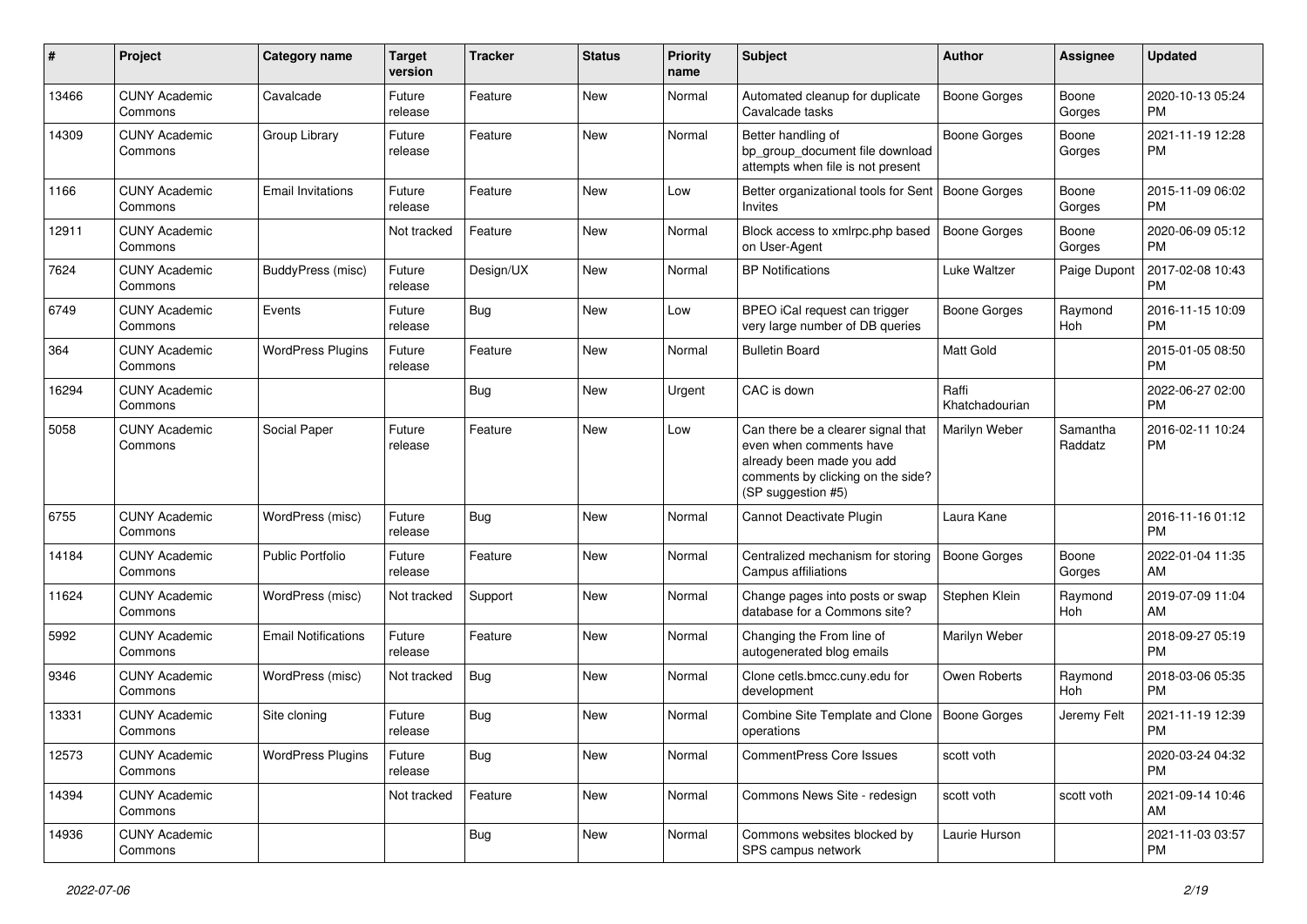| # | Project | Category name | Target version | Tracker | Status | Priority name | Subject | Author | Assignee | Updated |
|---|---|---|---|---|---|---|---|---|---|---|
| 13466 | CUNY Academic Commons | Cavalcade | Future release | Feature | New | Normal | Automated cleanup for duplicate Cavalcade tasks | Boone Gorges | Boone Gorges | 2020-10-13 05:24 PM |
| 14309 | CUNY Academic Commons | Group Library | Future release | Feature | New | Normal | Better handling of bp_group_document file download attempts when file is not present | Boone Gorges | Boone Gorges | 2021-11-19 12:28 PM |
| 1166 | CUNY Academic Commons | Email Invitations | Future release | Feature | New | Low | Better organizational tools for Sent Invites | Boone Gorges | Boone Gorges | 2015-11-09 06:02 PM |
| 12911 | CUNY Academic Commons | | Not tracked | Feature | New | Normal | Block access to xmlrpc.php based on User-Agent | Boone Gorges | Boone Gorges | 2020-06-09 05:12 PM |
| 7624 | CUNY Academic Commons | BuddyPress (misc) | Future release | Design/UX | New | Normal | BP Notifications | Luke Waltzer | Paige Dupont | 2017-02-08 10:43 PM |
| 6749 | CUNY Academic Commons | Events | Future release | Bug | New | Low | BPEO iCal request can trigger very large number of DB queries | Boone Gorges | Raymond Hoh | 2016-11-15 10:09 PM |
| 364 | CUNY Academic Commons | WordPress Plugins | Future release | Feature | New | Normal | Bulletin Board | Matt Gold | | 2015-01-05 08:50 PM |
| 16294 | CUNY Academic Commons | | | Bug | New | Urgent | CAC is down | Raffi Khatchadourian | | 2022-06-27 02:00 PM |
| 5058 | CUNY Academic Commons | Social Paper | Future release | Feature | New | Low | Can there be a clearer signal that even when comments have already been made you add comments by clicking on the side? (SP suggestion #5) | Marilyn Weber | Samantha Raddatz | 2016-02-11 10:24 PM |
| 6755 | CUNY Academic Commons | WordPress (misc) | Future release | Bug | New | Normal | Cannot Deactivate Plugin | Laura Kane | | 2016-11-16 01:12 PM |
| 14184 | CUNY Academic Commons | Public Portfolio | Future release | Feature | New | Normal | Centralized mechanism for storing Campus affiliations | Boone Gorges | Boone Gorges | 2022-01-04 11:35 AM |
| 11624 | CUNY Academic Commons | WordPress (misc) | Not tracked | Support | New | Normal | Change pages into posts or swap database for a Commons site? | Stephen Klein | Raymond Hoh | 2019-07-09 11:04 AM |
| 5992 | CUNY Academic Commons | Email Notifications | Future release | Feature | New | Normal | Changing the From line of autogenerated blog emails | Marilyn Weber | | 2018-09-27 05:19 PM |
| 9346 | CUNY Academic Commons | WordPress (misc) | Not tracked | Bug | New | Normal | Clone cetls.bmcc.cuny.edu for development | Owen Roberts | Raymond Hoh | 2018-03-06 05:35 PM |
| 13331 | CUNY Academic Commons | Site cloning | Future release | Bug | New | Normal | Combine Site Template and Clone operations | Boone Gorges | Jeremy Felt | 2021-11-19 12:39 PM |
| 12573 | CUNY Academic Commons | WordPress Plugins | Future release | Bug | New | Normal | CommentPress Core Issues | scott voth | | 2020-03-24 04:32 PM |
| 14394 | CUNY Academic Commons | | Not tracked | Feature | New | Normal | Commons News Site - redesign | scott voth | scott voth | 2021-09-14 10:46 AM |
| 14936 | CUNY Academic Commons | | | Bug | New | Normal | Commons websites blocked by SPS campus network | Laurie Hurson | | 2021-11-03 03:57 PM |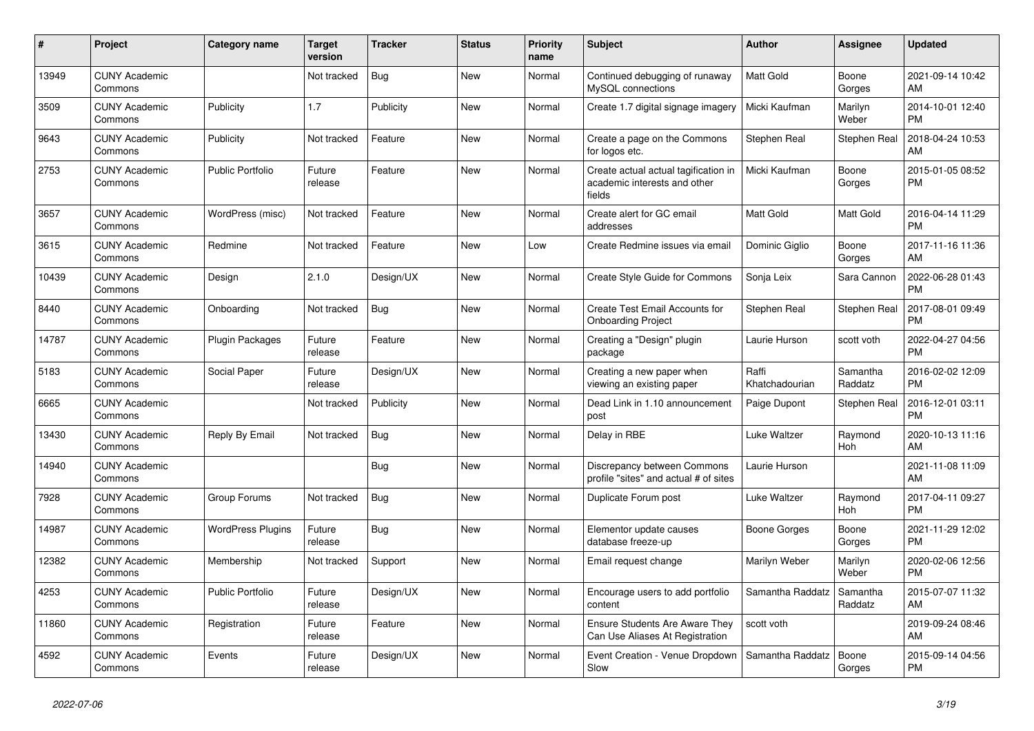| # | Project | Category name | Target version | Tracker | Status | Priority name | Subject | Author | Assignee | Updated |
|---|---|---|---|---|---|---|---|---|---|---|
| 13949 | CUNY Academic Commons | | Not tracked | Bug | New | Normal | Continued debugging of runaway MySQL connections | Matt Gold | Boone Gorges | 2021-09-14 10:42 AM |
| 3509 | CUNY Academic Commons | Publicity | 1.7 | Publicity | New | Normal | Create 1.7 digital signage imagery | Micki Kaufman | Marilyn Weber | 2014-10-01 12:40 PM |
| 9643 | CUNY Academic Commons | Publicity | Not tracked | Feature | New | Normal | Create a page on the Commons for logos etc. | Stephen Real | Stephen Real | 2018-04-24 10:53 AM |
| 2753 | CUNY Academic Commons | Public Portfolio | Future release | Feature | New | Normal | Create actual actual tagification in academic interests and other fields | Micki Kaufman | Boone Gorges | 2015-01-05 08:52 PM |
| 3657 | CUNY Academic Commons | WordPress (misc) | Not tracked | Feature | New | Normal | Create alert for GC email addresses | Matt Gold | Matt Gold | 2016-04-14 11:29 PM |
| 3615 | CUNY Academic Commons | Redmine | Not tracked | Feature | New | Low | Create Redmine issues via email | Dominic Giglio | Boone Gorges | 2017-11-16 11:36 AM |
| 10439 | CUNY Academic Commons | Design | 2.1.0 | Design/UX | New | Normal | Create Style Guide for Commons | Sonja Leix | Sara Cannon | 2022-06-28 01:43 PM |
| 8440 | CUNY Academic Commons | Onboarding | Not tracked | Bug | New | Normal | Create Test Email Accounts for Onboarding Project | Stephen Real | Stephen Real | 2017-08-01 09:49 PM |
| 14787 | CUNY Academic Commons | Plugin Packages | Future release | Feature | New | Normal | Creating a "Design" plugin package | Laurie Hurson | scott voth | 2022-04-27 04:56 PM |
| 5183 | CUNY Academic Commons | Social Paper | Future release | Design/UX | New | Normal | Creating a new paper when viewing an existing paper | Raffi Khatchadourian | Samantha Raddatz | 2016-02-02 12:09 PM |
| 6665 | CUNY Academic Commons | | Not tracked | Publicity | New | Normal | Dead Link in 1.10 announcement post | Paige Dupont | Stephen Real | 2016-12-01 03:11 PM |
| 13430 | CUNY Academic Commons | Reply By Email | Not tracked | Bug | New | Normal | Delay in RBE | Luke Waltzer | Raymond Hoh | 2020-10-13 11:16 AM |
| 14940 | CUNY Academic Commons | | | Bug | New | Normal | Discrepancy between Commons profile "sites" and actual # of sites | Laurie Hurson | | 2021-11-08 11:09 AM |
| 7928 | CUNY Academic Commons | Group Forums | Not tracked | Bug | New | Normal | Duplicate Forum post | Luke Waltzer | Raymond Hoh | 2017-04-11 09:27 PM |
| 14987 | CUNY Academic Commons | WordPress Plugins | Future release | Bug | New | Normal | Elementor update causes database freeze-up | Boone Gorges | Boone Gorges | 2021-11-29 12:02 PM |
| 12382 | CUNY Academic Commons | Membership | Not tracked | Support | New | Normal | Email request change | Marilyn Weber | Marilyn Weber | 2020-02-06 12:56 PM |
| 4253 | CUNY Academic Commons | Public Portfolio | Future release | Design/UX | New | Normal | Encourage users to add portfolio content | Samantha Raddatz | Samantha Raddatz | 2015-07-07 11:32 AM |
| 11860 | CUNY Academic Commons | Registration | Future release | Feature | New | Normal | Ensure Students Are Aware They Can Use Aliases At Registration | scott voth | | 2019-09-24 08:46 AM |
| 4592 | CUNY Academic Commons | Events | Future release | Design/UX | New | Normal | Event Creation - Venue Dropdown Slow | Samantha Raddatz | Boone Gorges | 2015-09-14 04:56 PM |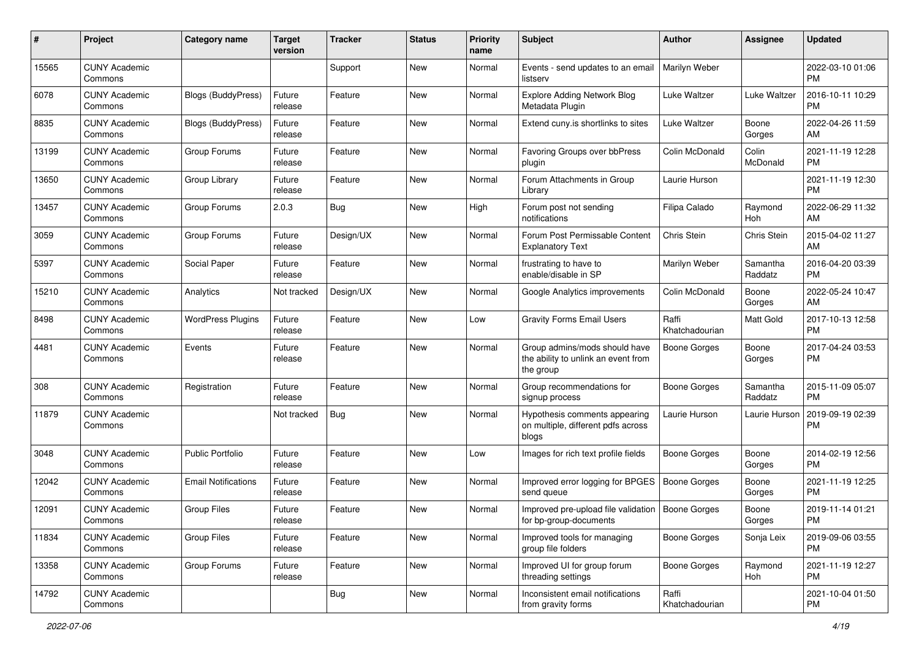| # | Project | Category name | Target version | Tracker | Status | Priority name | Subject | Author | Assignee | Updated |
|---|---|---|---|---|---|---|---|---|---|---|
| 15565 | CUNY Academic Commons | | | Support | New | Normal | Events - send updates to an email listserv | Marilyn Weber | | 2022-03-10 01:06 PM |
| 6078 | CUNY Academic Commons | Blogs (BuddyPress) | Future release | Feature | New | Normal | Explore Adding Network Blog Metadata Plugin | Luke Waltzer | Luke Waltzer | 2016-10-11 10:29 PM |
| 8835 | CUNY Academic Commons | Blogs (BuddyPress) | Future release | Feature | New | Normal | Extend cuny.is shortlinks to sites | Luke Waltzer | Boone Gorges | 2022-04-26 11:59 AM |
| 13199 | CUNY Academic Commons | Group Forums | Future release | Feature | New | Normal | Favoring Groups over bbPress plugin | Colin McDonald | Colin McDonald | 2021-11-19 12:28 PM |
| 13650 | CUNY Academic Commons | Group Library | Future release | Feature | New | Normal | Forum Attachments in Group Library | Laurie Hurson | | 2021-11-19 12:30 PM |
| 13457 | CUNY Academic Commons | Group Forums | 2.0.3 | Bug | New | High | Forum post not sending notifications | Filipa Calado | Raymond Hoh | 2022-06-29 11:32 AM |
| 3059 | CUNY Academic Commons | Group Forums | Future release | Design/UX | New | Normal | Forum Post Permissable Content Explanatory Text | Chris Stein | Chris Stein | 2015-04-02 11:27 AM |
| 5397 | CUNY Academic Commons | Social Paper | Future release | Feature | New | Normal | frustrating to have to enable/disable in SP | Marilyn Weber | Samantha Raddatz | 2016-04-20 03:39 PM |
| 15210 | CUNY Academic Commons | Analytics | Not tracked | Design/UX | New | Normal | Google Analytics improvements | Colin McDonald | Boone Gorges | 2022-05-24 10:47 AM |
| 8498 | CUNY Academic Commons | WordPress Plugins | Future release | Feature | New | Low | Gravity Forms Email Users | Raffi Khatchadourian | Matt Gold | 2017-10-13 12:58 PM |
| 4481 | CUNY Academic Commons | Events | Future release | Feature | New | Normal | Group admins/mods should have the ability to unlink an event from the group | Boone Gorges | Boone Gorges | 2017-04-24 03:53 PM |
| 308 | CUNY Academic Commons | Registration | Future release | Feature | New | Normal | Group recommendations for signup process | Boone Gorges | Samantha Raddatz | 2015-11-09 05:07 PM |
| 11879 | CUNY Academic Commons | | Not tracked | Bug | New | Normal | Hypothesis comments appearing on multiple, different pdfs across blogs | Laurie Hurson | Laurie Hurson | 2019-09-19 02:39 PM |
| 3048 | CUNY Academic Commons | Public Portfolio | Future release | Feature | New | Low | Images for rich text profile fields | Boone Gorges | Boone Gorges | 2014-02-19 12:56 PM |
| 12042 | CUNY Academic Commons | Email Notifications | Future release | Feature | New | Normal | Improved error logging for BPGES send queue | Boone Gorges | Boone Gorges | 2021-11-19 12:25 PM |
| 12091 | CUNY Academic Commons | Group Files | Future release | Feature | New | Normal | Improved pre-upload file validation for bp-group-documents | Boone Gorges | Boone Gorges | 2019-11-14 01:21 PM |
| 11834 | CUNY Academic Commons | Group Files | Future release | Feature | New | Normal | Improved tools for managing group file folders | Boone Gorges | Sonja Leix | 2019-09-06 03:55 PM |
| 13358 | CUNY Academic Commons | Group Forums | Future release | Feature | New | Normal | Improved UI for group forum threading settings | Boone Gorges | Raymond Hoh | 2021-11-19 12:27 PM |
| 14792 | CUNY Academic Commons | | | Bug | New | Normal | Inconsistent email notifications from gravity forms | Raffi Khatchadourian | | 2021-10-04 01:50 PM |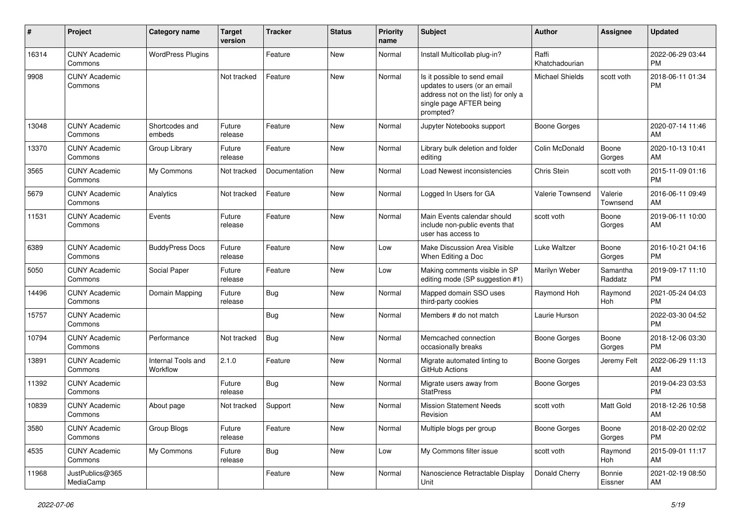| # | Project | Category name | Target version | Tracker | Status | Priority name | Subject | Author | Assignee | Updated |
|---|---|---|---|---|---|---|---|---|---|---|
| 16314 | CUNY Academic Commons | WordPress Plugins | | Feature | New | Normal | Install Multicollab plug-in? | Raffi Khatchadourian | | 2022-06-29 03:44 PM |
| 9908 | CUNY Academic Commons | | Not tracked | Feature | New | Normal | Is it possible to send email updates to users (or an email address not on the list) for only a single page AFTER being prompted? | Michael Shields | scott voth | 2018-06-11 01:34 PM |
| 13048 | CUNY Academic Commons | Shortcodes and embeds | Future release | Feature | New | Normal | Jupyter Notebooks support | Boone Gorges | | 2020-07-14 11:46 AM |
| 13370 | CUNY Academic Commons | Group Library | Future release | Feature | New | Normal | Library bulk deletion and folder editing | Colin McDonald | Boone Gorges | 2020-10-13 10:41 AM |
| 3565 | CUNY Academic Commons | My Commons | Not tracked | Documentation | New | Normal | Load Newest inconsistencies | Chris Stein | scott voth | 2015-11-09 01:16 PM |
| 5679 | CUNY Academic Commons | Analytics | Not tracked | Feature | New | Normal | Logged In Users for GA | Valerie Townsend | Valerie Townsend | 2016-06-11 09:49 AM |
| 11531 | CUNY Academic Commons | Events | Future release | Feature | New | Normal | Main Events calendar should include non-public events that user has access to | scott voth | Boone Gorges | 2019-06-11 10:00 AM |
| 6389 | CUNY Academic Commons | BuddyPress Docs | Future release | Feature | New | Low | Make Discussion Area Visible When Editing a Doc | Luke Waltzer | Boone Gorges | 2016-10-21 04:16 PM |
| 5050 | CUNY Academic Commons | Social Paper | Future release | Feature | New | Low | Making comments visible in SP editing mode (SP suggestion #1) | Marilyn Weber | Samantha Raddatz | 2019-09-17 11:10 PM |
| 14496 | CUNY Academic Commons | Domain Mapping | Future release | Bug | New | Normal | Mapped domain SSO uses third-party cookies | Raymond Hoh | Raymond Hoh | 2021-05-24 04:03 PM |
| 15757 | CUNY Academic Commons | | | Bug | New | Normal | Members # do not match | Laurie Hurson | | 2022-03-30 04:52 PM |
| 10794 | CUNY Academic Commons | Performance | Not tracked | Bug | New | Normal | Memcached connection occasionally breaks | Boone Gorges | Boone Gorges | 2018-12-06 03:30 PM |
| 13891 | CUNY Academic Commons | Internal Tools and Workflow | 2.1.0 | Feature | New | Normal | Migrate automated linting to GitHub Actions | Boone Gorges | Jeremy Felt | 2022-06-29 11:13 AM |
| 11392 | CUNY Academic Commons | | Future release | Bug | New | Normal | Migrate users away from StatPress | Boone Gorges | | 2019-04-23 03:53 PM |
| 10839 | CUNY Academic Commons | About page | Not tracked | Support | New | Normal | Mission Statement Needs Revision | scott voth | Matt Gold | 2018-12-26 10:58 AM |
| 3580 | CUNY Academic Commons | Group Blogs | Future release | Feature | New | Normal | Multiple blogs per group | Boone Gorges | Boone Gorges | 2018-02-20 02:02 PM |
| 4535 | CUNY Academic Commons | My Commons | Future release | Bug | New | Low | My Commons filter issue | scott voth | Raymond Hoh | 2015-09-01 11:17 AM |
| 11968 | JustPublics@365 MediaCamp | | | Feature | New | Normal | Nanoscience Retractable Display Unit | Donald Cherry | Bonnie Eissner | 2021-02-19 08:50 AM |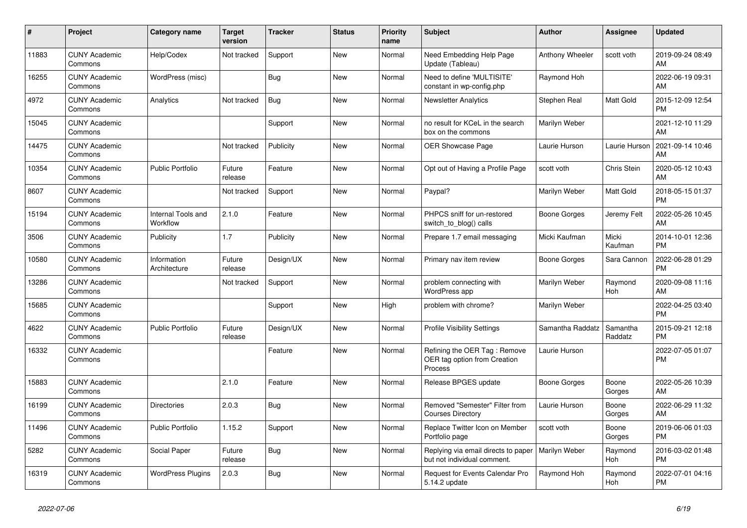| # | Project | Category name | Target version | Tracker | Status | Priority name | Subject | Author | Assignee | Updated |
|---|---|---|---|---|---|---|---|---|---|---|
| 11883 | CUNY Academic Commons | Help/Codex | Not tracked | Support | New | Normal | Need Embedding Help Page Update (Tableau) | Anthony Wheeler | scott voth | 2019-09-24 08:49 AM |
| 16255 | CUNY Academic Commons | WordPress (misc) | | Bug | New | Normal | Need to define 'MULTISITE' constant in wp-config.php | Raymond Hoh | | 2022-06-19 09:31 AM |
| 4972 | CUNY Academic Commons | Analytics | Not tracked | Bug | New | Normal | Newsletter Analytics | Stephen Real | Matt Gold | 2015-12-09 12:54 PM |
| 15045 | CUNY Academic Commons | | | Support | New | Normal | no result for KCeL in the search box on the commons | Marilyn Weber | | 2021-12-10 11:29 AM |
| 14475 | CUNY Academic Commons | | Not tracked | Publicity | New | Normal | OER Showcase Page | Laurie Hurson | Laurie Hurson | 2021-09-14 10:46 AM |
| 10354 | CUNY Academic Commons | Public Portfolio | Future release | Feature | New | Normal | Opt out of Having a Profile Page | scott voth | Chris Stein | 2020-05-12 10:43 AM |
| 8607 | CUNY Academic Commons | | Not tracked | Support | New | Normal | Paypal? | Marilyn Weber | Matt Gold | 2018-05-15 01:37 PM |
| 15194 | CUNY Academic Commons | Internal Tools and Workflow | 2.1.0 | Feature | New | Normal | PHPCS sniff for un-restored switch_to_blog() calls | Boone Gorges | Jeremy Felt | 2022-05-26 10:45 AM |
| 3506 | CUNY Academic Commons | Publicity | 1.7 | Publicity | New | Normal | Prepare 1.7 email messaging | Micki Kaufman | Micki Kaufman | 2014-10-01 12:36 PM |
| 10580 | CUNY Academic Commons | Information Architecture | Future release | Design/UX | New | Normal | Primary nav item review | Boone Gorges | Sara Cannon | 2022-06-28 01:29 PM |
| 13286 | CUNY Academic Commons | | Not tracked | Support | New | Normal | problem connecting with WordPress app | Marilyn Weber | Raymond Hoh | 2020-09-08 11:16 AM |
| 15685 | CUNY Academic Commons | | | Support | New | High | problem with chrome? | Marilyn Weber | | 2022-04-25 03:40 PM |
| 4622 | CUNY Academic Commons | Public Portfolio | Future release | Design/UX | New | Normal | Profile Visibility Settings | Samantha Raddatz | Samantha Raddatz | 2015-09-21 12:18 PM |
| 16332 | CUNY Academic Commons | | | Feature | New | Normal | Refining the OER Tag : Remove OER tag option from Creation Process | Laurie Hurson | | 2022-07-05 01:07 PM |
| 15883 | CUNY Academic Commons | | 2.1.0 | Feature | New | Normal | Release BPGES update | Boone Gorges | Boone Gorges | 2022-05-26 10:39 AM |
| 16199 | CUNY Academic Commons | Directories | 2.0.3 | Bug | New | Normal | Removed "Semester" Filter from Courses Directory | Laurie Hurson | Boone Gorges | 2022-06-29 11:32 AM |
| 11496 | CUNY Academic Commons | Public Portfolio | 1.15.2 | Support | New | Normal | Replace Twitter Icon on Member Portfolio page | scott voth | Boone Gorges | 2019-06-06 01:03 PM |
| 5282 | CUNY Academic Commons | Social Paper | Future release | Bug | New | Normal | Replying via email directs to paper but not individual comment. | Marilyn Weber | Raymond Hoh | 2016-03-02 01:48 PM |
| 16319 | CUNY Academic Commons | WordPress Plugins | 2.0.3 | Bug | New | Normal | Request for Events Calendar Pro 5.14.2 update | Raymond Hoh | Raymond Hoh | 2022-07-01 04:16 PM |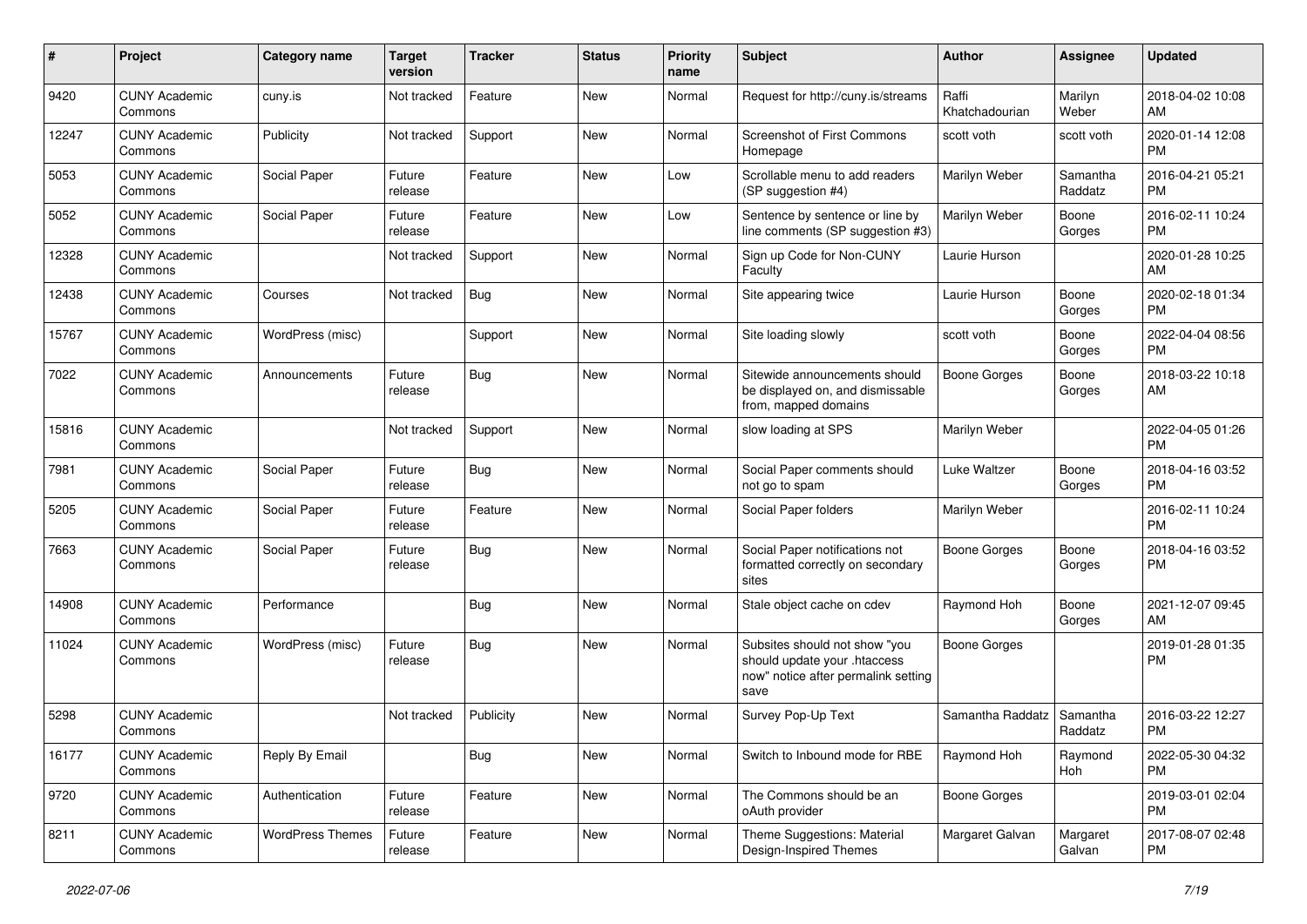| # | Project | Category name | Target version | Tracker | Status | Priority name | Subject | Author | Assignee | Updated |
|---|---|---|---|---|---|---|---|---|---|---|
| 9420 | CUNY Academic Commons | cuny.is | Not tracked | Feature | New | Normal | Request for http://cuny.is/streams | Raffi Khatchadourian | Marilyn Weber | 2018-04-02 10:08 AM |
| 12247 | CUNY Academic Commons | Publicity | Not tracked | Support | New | Normal | Screenshot of First Commons Homepage | scott voth | scott voth | 2020-01-14 12:08 PM |
| 5053 | CUNY Academic Commons | Social Paper | Future release | Feature | New | Low | Scrollable menu to add readers (SP suggestion #4) | Marilyn Weber | Samantha Raddatz | 2016-04-21 05:21 PM |
| 5052 | CUNY Academic Commons | Social Paper | Future release | Feature | New | Low | Sentence by sentence or line by line comments (SP suggestion #3) | Marilyn Weber | Boone Gorges | 2016-02-11 10:24 PM |
| 12328 | CUNY Academic Commons | | Not tracked | Support | New | Normal | Sign up Code for Non-CUNY Faculty | Laurie Hurson | | 2020-01-28 10:25 AM |
| 12438 | CUNY Academic Commons | Courses | Not tracked | Bug | New | Normal | Site appearing twice | Laurie Hurson | Boone Gorges | 2020-02-18 01:34 PM |
| 15767 | CUNY Academic Commons | WordPress (misc) | | Support | New | Normal | Site loading slowly | scott voth | Boone Gorges | 2022-04-04 08:56 PM |
| 7022 | CUNY Academic Commons | Announcements | Future release | Bug | New | Normal | Sitewide announcements should be displayed on, and dismissable from, mapped domains | Boone Gorges | Boone Gorges | 2018-03-22 10:18 AM |
| 15816 | CUNY Academic Commons | | Not tracked | Support | New | Normal | slow loading at SPS | Marilyn Weber | | 2022-04-05 01:26 PM |
| 7981 | CUNY Academic Commons | Social Paper | Future release | Bug | New | Normal | Social Paper comments should not go to spam | Luke Waltzer | Boone Gorges | 2018-04-16 03:52 PM |
| 5205 | CUNY Academic Commons | Social Paper | Future release | Feature | New | Normal | Social Paper folders | Marilyn Weber | | 2016-02-11 10:24 PM |
| 7663 | CUNY Academic Commons | Social Paper | Future release | Bug | New | Normal | Social Paper notifications not formatted correctly on secondary sites | Boone Gorges | Boone Gorges | 2018-04-16 03:52 PM |
| 14908 | CUNY Academic Commons | Performance | | Bug | New | Normal | Stale object cache on cdev | Raymond Hoh | Boone Gorges | 2021-12-07 09:45 AM |
| 11024 | CUNY Academic Commons | WordPress (misc) | Future release | Bug | New | Normal | Subsites should not show "you should update your .htaccess now" notice after permalink setting save | Boone Gorges | | 2019-01-28 01:35 PM |
| 5298 | CUNY Academic Commons | | Not tracked | Publicity | New | Normal | Survey Pop-Up Text | Samantha Raddatz | Samantha Raddatz | 2016-03-22 12:27 PM |
| 16177 | CUNY Academic Commons | Reply By Email | | Bug | New | Normal | Switch to Inbound mode for RBE | Raymond Hoh | Raymond Hoh | 2022-05-30 04:32 PM |
| 9720 | CUNY Academic Commons | Authentication | Future release | Feature | New | Normal | The Commons should be an oAuth provider | Boone Gorges | | 2019-03-01 02:04 PM |
| 8211 | CUNY Academic Commons | WordPress Themes | Future release | Feature | New | Normal | Theme Suggestions: Material Design-Inspired Themes | Margaret Galvan | Margaret Galvan | 2017-08-07 02:48 PM |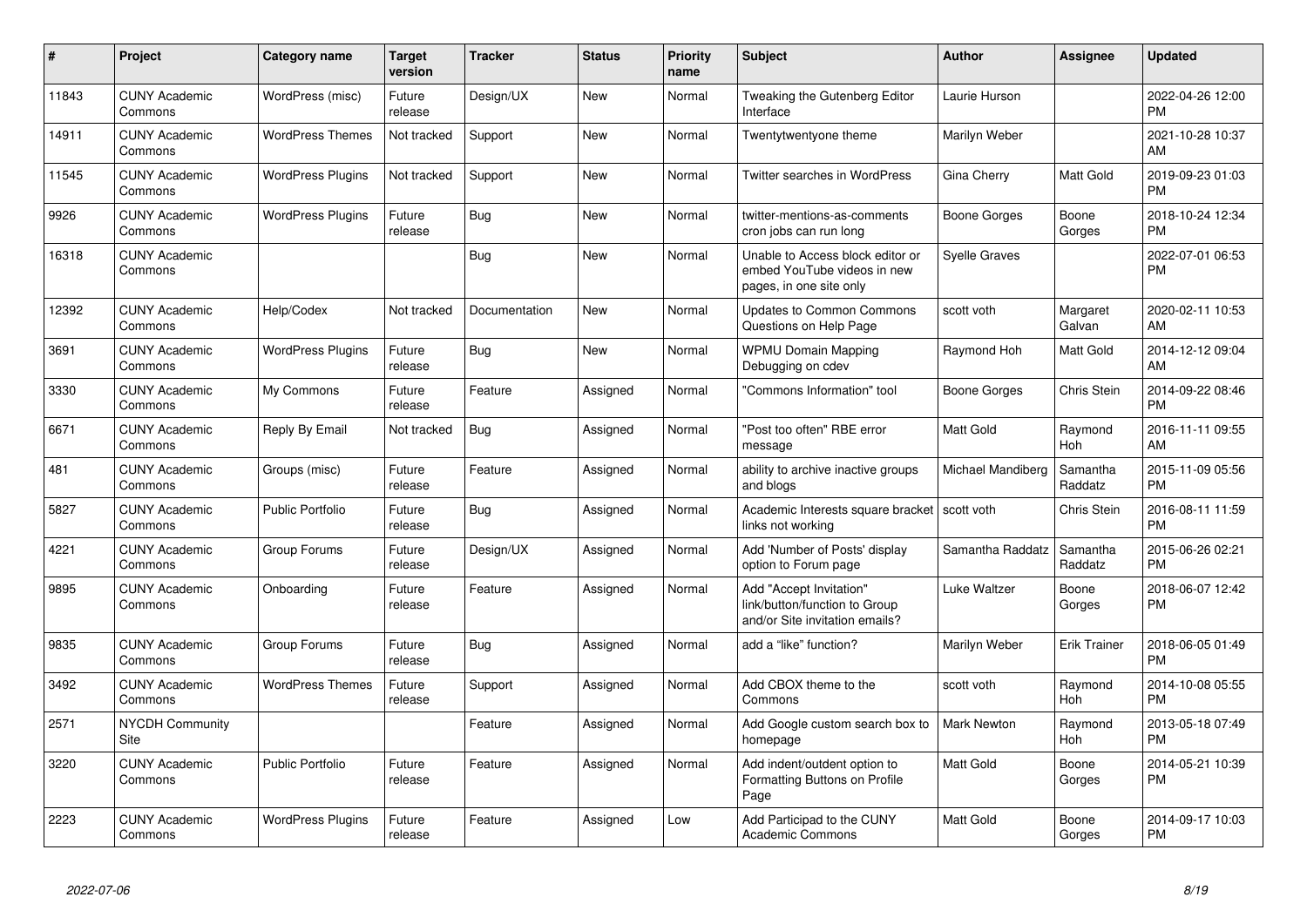| # | Project | Category name | Target version | Tracker | Status | Priority name | Subject | Author | Assignee | Updated |
|---|---|---|---|---|---|---|---|---|---|---|
| 11843 | CUNY Academic Commons | WordPress (misc) | Future release | Design/UX | New | Normal | Tweaking the Gutenberg Editor Interface | Laurie Hurson | | 2022-04-26 12:00 PM |
| 14911 | CUNY Academic Commons | WordPress Themes | Not tracked | Support | New | Normal | Twentytwentyone theme | Marilyn Weber | | 2021-10-28 10:37 AM |
| 11545 | CUNY Academic Commons | WordPress Plugins | Not tracked | Support | New | Normal | Twitter searches in WordPress | Gina Cherry | Matt Gold | 2019-09-23 01:03 PM |
| 9926 | CUNY Academic Commons | WordPress Plugins | Future release | Bug | New | Normal | twitter-mentions-as-comments cron jobs can run long | Boone Gorges | Boone Gorges | 2018-10-24 12:34 PM |
| 16318 | CUNY Academic Commons | | | Bug | New | Normal | Unable to Access block editor or embed YouTube videos in new pages, in one site only | Syelle Graves | | 2022-07-01 06:53 PM |
| 12392 | CUNY Academic Commons | Help/Codex | Not tracked | Documentation | New | Normal | Updates to Common Commons Questions on Help Page | scott voth | Margaret Galvan | 2020-02-11 10:53 AM |
| 3691 | CUNY Academic Commons | WordPress Plugins | Future release | Bug | New | Normal | WPMU Domain Mapping Debugging on cdev | Raymond Hoh | Matt Gold | 2014-12-12 09:04 AM |
| 3330 | CUNY Academic Commons | My Commons | Future release | Feature | Assigned | Normal | "Commons Information" tool | Boone Gorges | Chris Stein | 2014-09-22 08:46 PM |
| 6671 | CUNY Academic Commons | Reply By Email | Not tracked | Bug | Assigned | Normal | "Post too often" RBE error message | Matt Gold | Raymond Hoh | 2016-11-11 09:55 AM |
| 481 | CUNY Academic Commons | Groups (misc) | Future release | Feature | Assigned | Normal | ability to archive inactive groups and blogs | Michael Mandiberg | Samantha Raddatz | 2015-11-09 05:56 PM |
| 5827 | CUNY Academic Commons | Public Portfolio | Future release | Bug | Assigned | Normal | Academic Interests square bracket links not working | scott voth | Chris Stein | 2016-08-11 11:59 PM |
| 4221 | CUNY Academic Commons | Group Forums | Future release | Design/UX | Assigned | Normal | Add 'Number of Posts' display option to Forum page | Samantha Raddatz | Samantha Raddatz | 2015-06-26 02:21 PM |
| 9895 | CUNY Academic Commons | Onboarding | Future release | Feature | Assigned | Normal | Add "Accept Invitation" link/button/function to Group and/or Site invitation emails? | Luke Waltzer | Boone Gorges | 2018-06-07 12:42 PM |
| 9835 | CUNY Academic Commons | Group Forums | Future release | Bug | Assigned | Normal | add a "like" function? | Marilyn Weber | Erik Trainer | 2018-06-05 01:49 PM |
| 3492 | CUNY Academic Commons | WordPress Themes | Future release | Support | Assigned | Normal | Add CBOX theme to the Commons | scott voth | Raymond Hoh | 2014-10-08 05:55 PM |
| 2571 | NYCDH Community Site | | | Feature | Assigned | Normal | Add Google custom search box to homepage | Mark Newton | Raymond Hoh | 2013-05-18 07:49 PM |
| 3220 | CUNY Academic Commons | Public Portfolio | Future release | Feature | Assigned | Normal | Add indent/outdent option to Formatting Buttons on Profile Page | Matt Gold | Boone Gorges | 2014-05-21 10:39 PM |
| 2223 | CUNY Academic Commons | WordPress Plugins | Future release | Feature | Assigned | Low | Add Participad to the CUNY Academic Commons | Matt Gold | Boone Gorges | 2014-09-17 10:03 PM |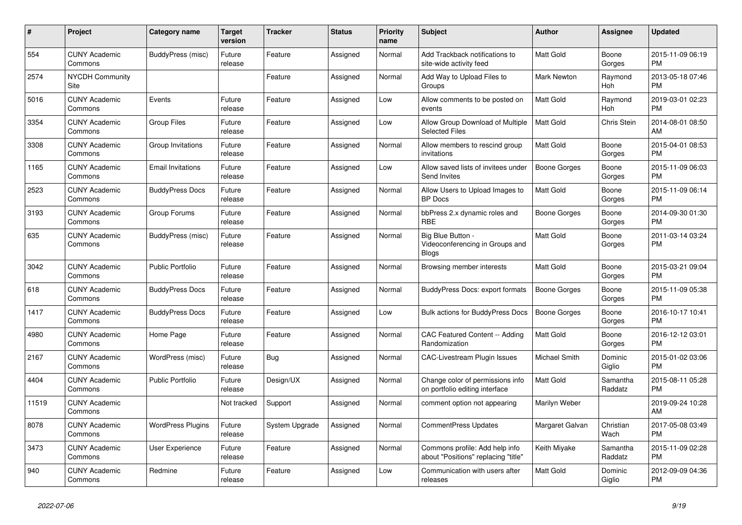| # | Project | Category name | Target version | Tracker | Status | Priority name | Subject | Author | Assignee | Updated |
|---|---|---|---|---|---|---|---|---|---|---|
| 554 | CUNY Academic Commons | BuddyPress (misc) | Future release | Feature | Assigned | Normal | Add Trackback notifications to site-wide activity feed | Matt Gold | Boone Gorges | 2015-11-09 06:19 PM |
| 2574 | NYCDH Community Site | | | Feature | Assigned | Normal | Add Way to Upload Files to Groups | Mark Newton | Raymond Hoh | 2013-05-18 07:46 PM |
| 5016 | CUNY Academic Commons | Events | Future release | Feature | Assigned | Low | Allow comments to be posted on events | Matt Gold | Raymond Hoh | 2019-03-01 02:23 PM |
| 3354 | CUNY Academic Commons | Group Files | Future release | Feature | Assigned | Low | Allow Group Download of Multiple Selected Files | Matt Gold | Chris Stein | 2014-08-01 08:50 AM |
| 3308 | CUNY Academic Commons | Group Invitations | Future release | Feature | Assigned | Normal | Allow members to rescind group invitations | Matt Gold | Boone Gorges | 2015-04-01 08:53 PM |
| 1165 | CUNY Academic Commons | Email Invitations | Future release | Feature | Assigned | Low | Allow saved lists of invitees under Send Invites | Boone Gorges | Boone Gorges | 2015-11-09 06:03 PM |
| 2523 | CUNY Academic Commons | BuddyPress Docs | Future release | Feature | Assigned | Normal | Allow Users to Upload Images to BP Docs | Matt Gold | Boone Gorges | 2015-11-09 06:14 PM |
| 3193 | CUNY Academic Commons | Group Forums | Future release | Feature | Assigned | Normal | bbPress 2.x dynamic roles and RBE | Boone Gorges | Boone Gorges | 2014-09-30 01:30 PM |
| 635 | CUNY Academic Commons | BuddyPress (misc) | Future release | Feature | Assigned | Normal | Big Blue Button - Videoconferencing in Groups and Blogs | Matt Gold | Boone Gorges | 2011-03-14 03:24 PM |
| 3042 | CUNY Academic Commons | Public Portfolio | Future release | Feature | Assigned | Normal | Browsing member interests | Matt Gold | Boone Gorges | 2015-03-21 09:04 PM |
| 618 | CUNY Academic Commons | BuddyPress Docs | Future release | Feature | Assigned | Normal | BuddyPress Docs: export formats | Boone Gorges | Boone Gorges | 2015-11-09 05:38 PM |
| 1417 | CUNY Academic Commons | BuddyPress Docs | Future release | Feature | Assigned | Low | Bulk actions for BuddyPress Docs | Boone Gorges | Boone Gorges | 2016-10-17 10:41 PM |
| 4980 | CUNY Academic Commons | Home Page | Future release | Feature | Assigned | Normal | CAC Featured Content -- Adding Randomization | Matt Gold | Boone Gorges | 2016-12-12 03:01 PM |
| 2167 | CUNY Academic Commons | WordPress (misc) | Future release | Bug | Assigned | Normal | CAC-Livestream Plugin Issues | Michael Smith | Dominic Giglio | 2015-01-02 03:06 PM |
| 4404 | CUNY Academic Commons | Public Portfolio | Future release | Design/UX | Assigned | Normal | Change color of permissions info on portfolio editing interface | Matt Gold | Samantha Raddatz | 2015-08-11 05:28 PM |
| 11519 | CUNY Academic Commons | | Not tracked | Support | Assigned | Normal | comment option not appearing | Marilyn Weber | | 2019-09-24 10:28 AM |
| 8078 | CUNY Academic Commons | WordPress Plugins | Future release | System Upgrade | Assigned | Normal | CommentPress Updates | Margaret Galvan | Christian Wach | 2017-05-08 03:49 PM |
| 3473 | CUNY Academic Commons | User Experience | Future release | Feature | Assigned | Normal | Commons profile: Add help info about "Positions" replacing "title" | Keith Miyake | Samantha Raddatz | 2015-11-09 02:28 PM |
| 940 | CUNY Academic Commons | Redmine | Future release | Feature | Assigned | Low | Communication with users after releases | Matt Gold | Dominic Giglio | 2012-09-09 04:36 PM |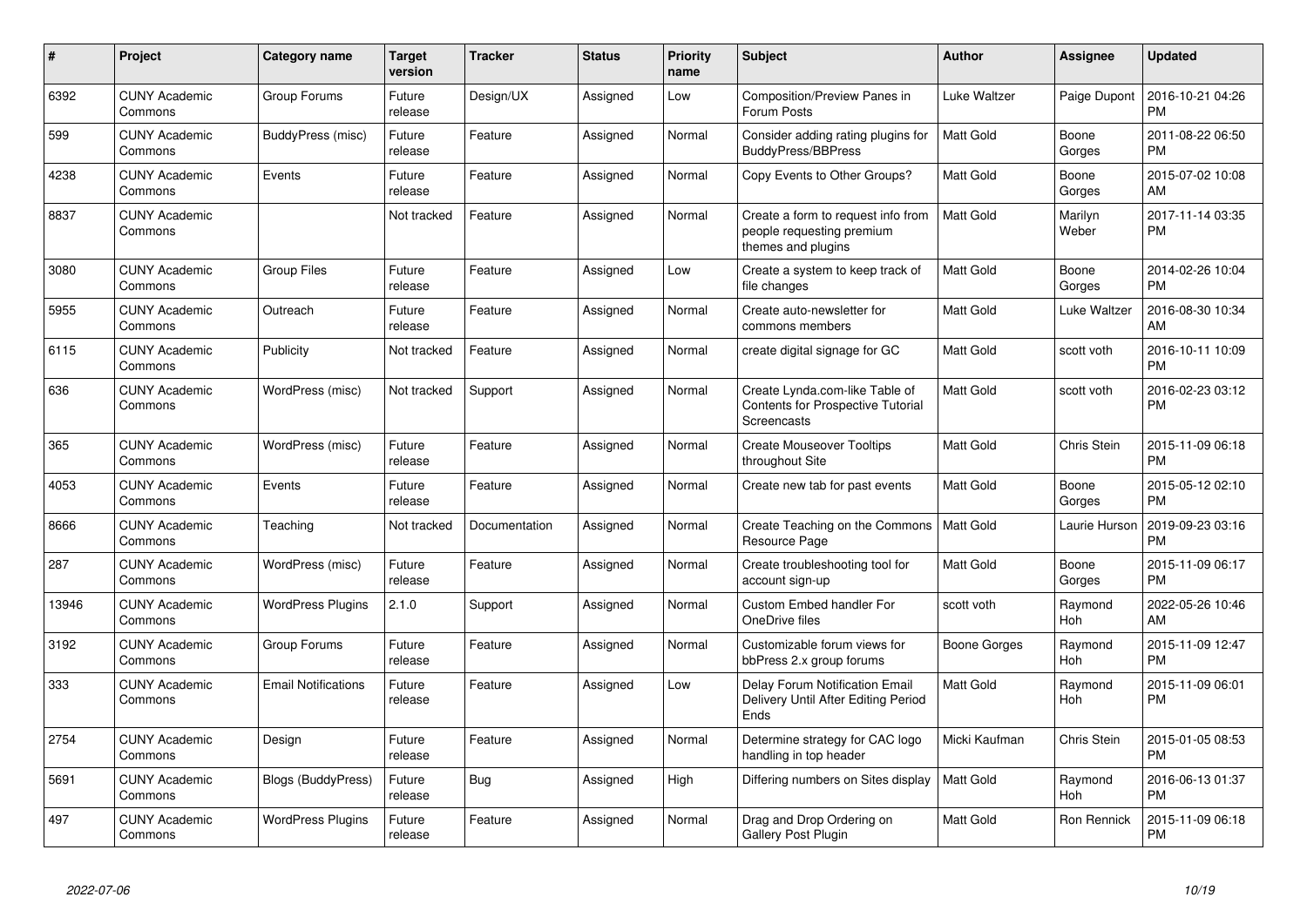| # | Project | Category name | Target version | Tracker | Status | Priority name | Subject | Author | Assignee | Updated |
|---|---|---|---|---|---|---|---|---|---|---|
| 6392 | CUNY Academic Commons | Group Forums | Future release | Design/UX | Assigned | Low | Composition/Preview Panes in Forum Posts | Luke Waltzer | Paige Dupont | 2016-10-21 04:26 PM |
| 599 | CUNY Academic Commons | BuddyPress (misc) | Future release | Feature | Assigned | Normal | Consider adding rating plugins for BuddyPress/BBPress | Matt Gold | Boone Gorges | 2011-08-22 06:50 PM |
| 4238 | CUNY Academic Commons | Events | Future release | Feature | Assigned | Normal | Copy Events to Other Groups? | Matt Gold | Boone Gorges | 2015-07-02 10:08 AM |
| 8837 | CUNY Academic Commons | | Not tracked | Feature | Assigned | Normal | Create a form to request info from people requesting premium themes and plugins | Matt Gold | Marilyn Weber | 2017-11-14 03:35 PM |
| 3080 | CUNY Academic Commons | Group Files | Future release | Feature | Assigned | Low | Create a system to keep track of file changes | Matt Gold | Boone Gorges | 2014-02-26 10:04 PM |
| 5955 | CUNY Academic Commons | Outreach | Future release | Feature | Assigned | Normal | Create auto-newsletter for commons members | Matt Gold | Luke Waltzer | 2016-08-30 10:34 AM |
| 6115 | CUNY Academic Commons | Publicity | Not tracked | Feature | Assigned | Normal | create digital signage for GC | Matt Gold | scott voth | 2016-10-11 10:09 PM |
| 636 | CUNY Academic Commons | WordPress (misc) | Not tracked | Support | Assigned | Normal | Create Lynda.com-like Table of Contents for Prospective Tutorial Screencasts | Matt Gold | scott voth | 2016-02-23 03:12 PM |
| 365 | CUNY Academic Commons | WordPress (misc) | Future release | Feature | Assigned | Normal | Create Mouseover Tooltips throughout Site | Matt Gold | Chris Stein | 2015-11-09 06:18 PM |
| 4053 | CUNY Academic Commons | Events | Future release | Feature | Assigned | Normal | Create new tab for past events | Matt Gold | Boone Gorges | 2015-05-12 02:10 PM |
| 8666 | CUNY Academic Commons | Teaching | Not tracked | Documentation | Assigned | Normal | Create Teaching on the Commons Resource Page | Matt Gold | Laurie Hurson | 2019-09-23 03:16 PM |
| 287 | CUNY Academic Commons | WordPress (misc) | Future release | Feature | Assigned | Normal | Create troubleshooting tool for account sign-up | Matt Gold | Boone Gorges | 2015-11-09 06:17 PM |
| 13946 | CUNY Academic Commons | WordPress Plugins | 2.1.0 | Support | Assigned | Normal | Custom Embed handler For OneDrive files | scott voth | Raymond Hoh | 2022-05-26 10:46 AM |
| 3192 | CUNY Academic Commons | Group Forums | Future release | Feature | Assigned | Normal | Customizable forum views for bbPress 2.x group forums | Boone Gorges | Raymond Hoh | 2015-11-09 12:47 PM |
| 333 | CUNY Academic Commons | Email Notifications | Future release | Feature | Assigned | Low | Delay Forum Notification Email Delivery Until After Editing Period Ends | Matt Gold | Raymond Hoh | 2015-11-09 06:01 PM |
| 2754 | CUNY Academic Commons | Design | Future release | Feature | Assigned | Normal | Determine strategy for CAC logo handling in top header | Micki Kaufman | Chris Stein | 2015-01-05 08:53 PM |
| 5691 | CUNY Academic Commons | Blogs (BuddyPress) | Future release | Bug | Assigned | High | Differing numbers on Sites display | Matt Gold | Raymond Hoh | 2016-06-13 01:37 PM |
| 497 | CUNY Academic Commons | WordPress Plugins | Future release | Feature | Assigned | Normal | Drag and Drop Ordering on Gallery Post Plugin | Matt Gold | Ron Rennick | 2015-11-09 06:18 PM |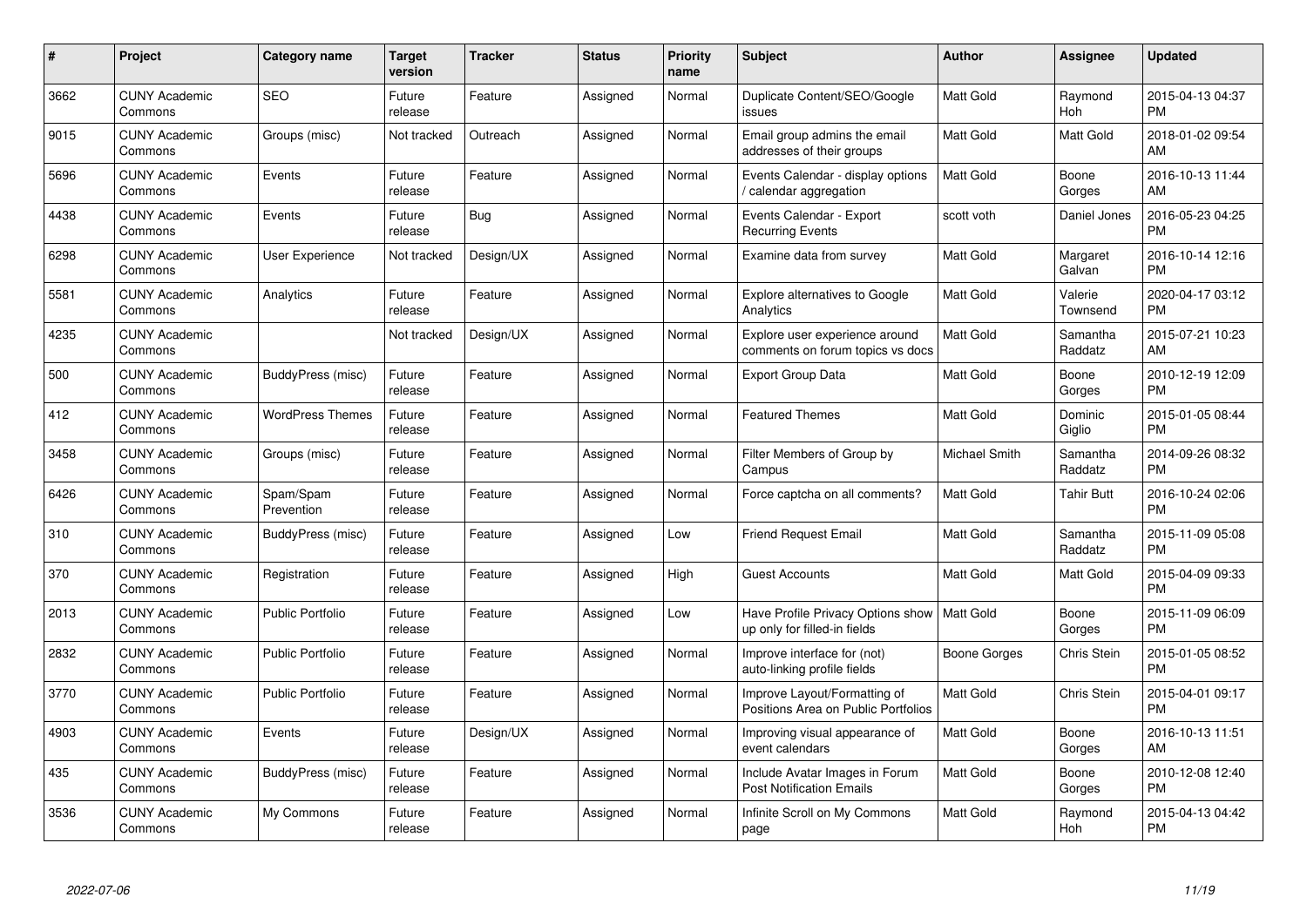| # | Project | Category name | Target version | Tracker | Status | Priority name | Subject | Author | Assignee | Updated |
|---|---|---|---|---|---|---|---|---|---|---|
| 3662 | CUNY Academic Commons | SEO | Future release | Feature | Assigned | Normal | Duplicate Content/SEO/Google issues | Matt Gold | Raymond Hoh | 2015-04-13 04:37 PM |
| 9015 | CUNY Academic Commons | Groups (misc) | Not tracked | Outreach | Assigned | Normal | Email group admins the email addresses of their groups | Matt Gold | Matt Gold | 2018-01-02 09:54 AM |
| 5696 | CUNY Academic Commons | Events | Future release | Feature | Assigned | Normal | Events Calendar - display options / calendar aggregation | Matt Gold | Boone Gorges | 2016-10-13 11:44 AM |
| 4438 | CUNY Academic Commons | Events | Future release | Bug | Assigned | Normal | Events Calendar - Export Recurring Events | scott voth | Daniel Jones | 2016-05-23 04:25 PM |
| 6298 | CUNY Academic Commons | User Experience | Not tracked | Design/UX | Assigned | Normal | Examine data from survey | Matt Gold | Margaret Galvan | 2016-10-14 12:16 PM |
| 5581 | CUNY Academic Commons | Analytics | Future release | Feature | Assigned | Normal | Explore alternatives to Google Analytics | Matt Gold | Valerie Townsend | 2020-04-17 03:12 PM |
| 4235 | CUNY Academic Commons | | Not tracked | Design/UX | Assigned | Normal | Explore user experience around comments on forum topics vs docs | Matt Gold | Samantha Raddatz | 2015-07-21 10:23 AM |
| 500 | CUNY Academic Commons | BuddyPress (misc) | Future release | Feature | Assigned | Normal | Export Group Data | Matt Gold | Boone Gorges | 2010-12-19 12:09 PM |
| 412 | CUNY Academic Commons | WordPress Themes | Future release | Feature | Assigned | Normal | Featured Themes | Matt Gold | Dominic Giglio | 2015-01-05 08:44 PM |
| 3458 | CUNY Academic Commons | Groups (misc) | Future release | Feature | Assigned | Normal | Filter Members of Group by Campus | Michael Smith | Samantha Raddatz | 2014-09-26 08:32 PM |
| 6426 | CUNY Academic Commons | Spam/Spam Prevention | Future release | Feature | Assigned | Normal | Force captcha on all comments? | Matt Gold | Tahir Butt | 2016-10-24 02:06 PM |
| 310 | CUNY Academic Commons | BuddyPress (misc) | Future release | Feature | Assigned | Low | Friend Request Email | Matt Gold | Samantha Raddatz | 2015-11-09 05:08 PM |
| 370 | CUNY Academic Commons | Registration | Future release | Feature | Assigned | High | Guest Accounts | Matt Gold | Matt Gold | 2015-04-09 09:33 PM |
| 2013 | CUNY Academic Commons | Public Portfolio | Future release | Feature | Assigned | Low | Have Profile Privacy Options show up only for filled-in fields | Matt Gold | Boone Gorges | 2015-11-09 06:09 PM |
| 2832 | CUNY Academic Commons | Public Portfolio | Future release | Feature | Assigned | Normal | Improve interface for (not) auto-linking profile fields | Boone Gorges | Chris Stein | 2015-01-05 08:52 PM |
| 3770 | CUNY Academic Commons | Public Portfolio | Future release | Feature | Assigned | Normal | Improve Layout/Formatting of Positions Area on Public Portfolios | Matt Gold | Chris Stein | 2015-04-01 09:17 PM |
| 4903 | CUNY Academic Commons | Events | Future release | Design/UX | Assigned | Normal | Improving visual appearance of event calendars | Matt Gold | Boone Gorges | 2016-10-13 11:51 AM |
| 435 | CUNY Academic Commons | BuddyPress (misc) | Future release | Feature | Assigned | Normal | Include Avatar Images in Forum Post Notification Emails | Matt Gold | Boone Gorges | 2010-12-08 12:40 PM |
| 3536 | CUNY Academic Commons | My Commons | Future release | Feature | Assigned | Normal | Infinite Scroll on My Commons page | Matt Gold | Raymond Hoh | 2015-04-13 04:42 PM |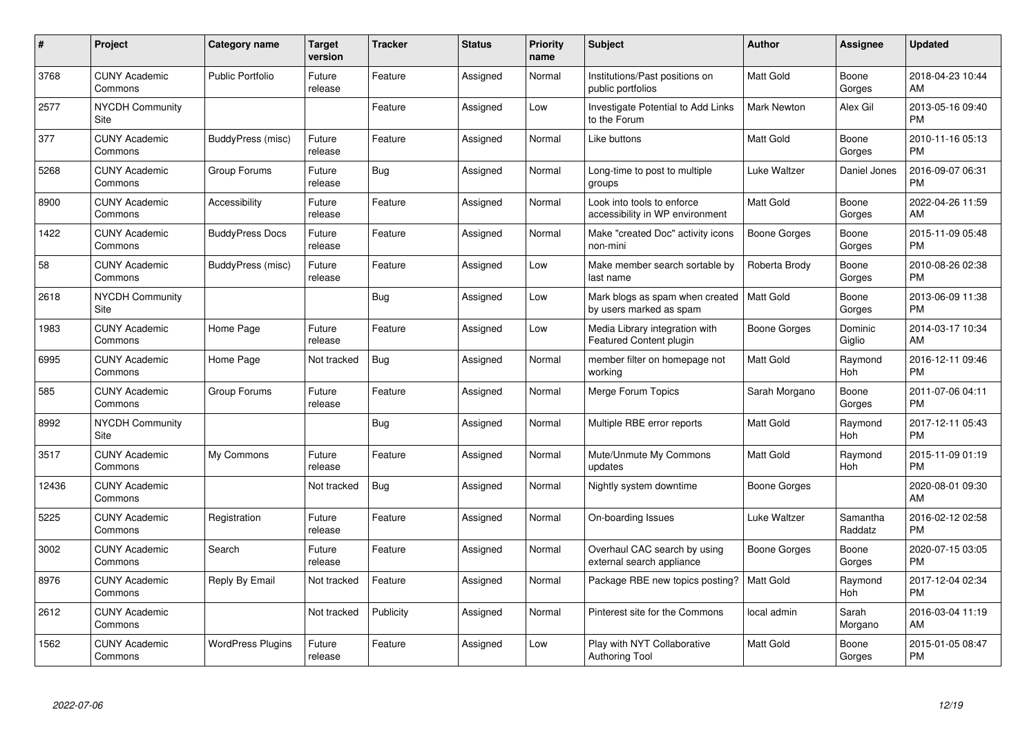| # | Project | Category name | Target version | Tracker | Status | Priority name | Subject | Author | Assignee | Updated |
|---|---|---|---|---|---|---|---|---|---|---|
| 3768 | CUNY Academic Commons | Public Portfolio | Future release | Feature | Assigned | Normal | Institutions/Past positions on public portfolios | Matt Gold | Boone Gorges | 2018-04-23 10:44 AM |
| 2577 | NYCDH Community Site | | | Feature | Assigned | Low | Investigate Potential to Add Links to the Forum | Mark Newton | Alex Gil | 2013-05-16 09:40 PM |
| 377 | CUNY Academic Commons | BuddyPress (misc) | Future release | Feature | Assigned | Normal | Like buttons | Matt Gold | Boone Gorges | 2010-11-16 05:13 PM |
| 5268 | CUNY Academic Commons | Group Forums | Future release | Bug | Assigned | Normal | Long-time to post to multiple groups | Luke Waltzer | Daniel Jones | 2016-09-07 06:31 PM |
| 8900 | CUNY Academic Commons | Accessibility | Future release | Feature | Assigned | Normal | Look into tools to enforce accessibility in WP environment | Matt Gold | Boone Gorges | 2022-04-26 11:59 AM |
| 1422 | CUNY Academic Commons | BuddyPress Docs | Future release | Feature | Assigned | Normal | Make "created Doc" activity icons non-mini | Boone Gorges | Boone Gorges | 2015-11-09 05:48 PM |
| 58 | CUNY Academic Commons | BuddyPress (misc) | Future release | Feature | Assigned | Low | Make member search sortable by last name | Roberta Brody | Boone Gorges | 2010-08-26 02:38 PM |
| 2618 | NYCDH Community Site | | | Bug | Assigned | Low | Mark blogs as spam when created by users marked as spam | Matt Gold | Boone Gorges | 2013-06-09 11:38 PM |
| 1983 | CUNY Academic Commons | Home Page | Future release | Feature | Assigned | Low | Media Library integration with Featured Content plugin | Boone Gorges | Dominic Giglio | 2014-03-17 10:34 AM |
| 6995 | CUNY Academic Commons | Home Page | Not tracked | Bug | Assigned | Normal | member filter on homepage not working | Matt Gold | Raymond Hoh | 2016-12-11 09:46 PM |
| 585 | CUNY Academic Commons | Group Forums | Future release | Feature | Assigned | Normal | Merge Forum Topics | Sarah Morgano | Boone Gorges | 2011-07-06 04:11 PM |
| 8992 | NYCDH Community Site | | | Bug | Assigned | Normal | Multiple RBE error reports | Matt Gold | Raymond Hoh | 2017-12-11 05:43 PM |
| 3517 | CUNY Academic Commons | My Commons | Future release | Feature | Assigned | Normal | Mute/Unmute My Commons updates | Matt Gold | Raymond Hoh | 2015-11-09 01:19 PM |
| 12436 | CUNY Academic Commons | | Not tracked | Bug | Assigned | Normal | Nightly system downtime | Boone Gorges | | 2020-08-01 09:30 AM |
| 5225 | CUNY Academic Commons | Registration | Future release | Feature | Assigned | Normal | On-boarding Issues | Luke Waltzer | Samantha Raddatz | 2016-02-12 02:58 PM |
| 3002 | CUNY Academic Commons | Search | Future release | Feature | Assigned | Normal | Overhaul CAC search by using external search appliance | Boone Gorges | Boone Gorges | 2020-07-15 03:05 PM |
| 8976 | CUNY Academic Commons | Reply By Email | Not tracked | Feature | Assigned | Normal | Package RBE new topics posting? | Matt Gold | Raymond Hoh | 2017-12-04 02:34 PM |
| 2612 | CUNY Academic Commons | | Not tracked | Publicity | Assigned | Normal | Pinterest site for the Commons | local admin | Sarah Morgano | 2016-03-04 11:19 AM |
| 1562 | CUNY Academic Commons | WordPress Plugins | Future release | Feature | Assigned | Low | Play with NYT Collaborative Authoring Tool | Matt Gold | Boone Gorges | 2015-01-05 08:47 PM |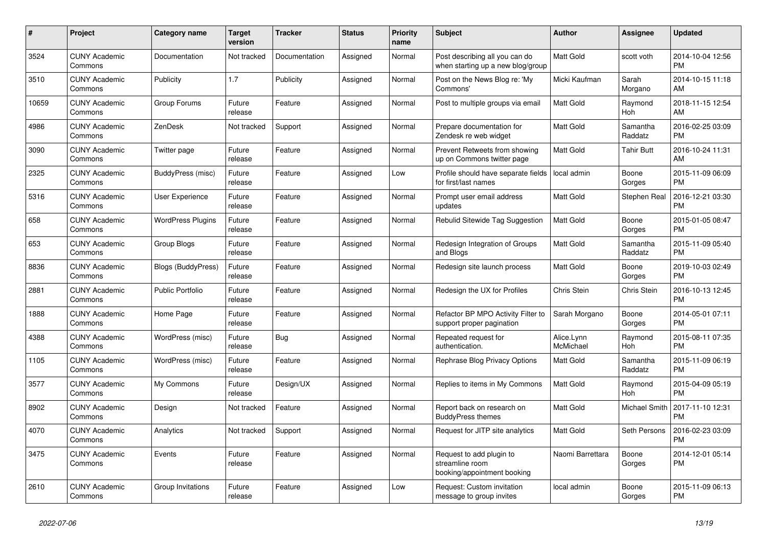| # | Project | Category name | Target version | Tracker | Status | Priority name | Subject | Author | Assignee | Updated |
|---|---|---|---|---|---|---|---|---|---|---|
| 3524 | CUNY Academic Commons | Documentation | Not tracked | Documentation | Assigned | Normal | Post describing all you can do when starting up a new blog/group | Matt Gold | scott voth | 2014-10-04 12:56 PM |
| 3510 | CUNY Academic Commons | Publicity | 1.7 | Publicity | Assigned | Normal | Post on the News Blog re: 'My Commons' | Micki Kaufman | Sarah Morgano | 2014-10-15 11:18 AM |
| 10659 | CUNY Academic Commons | Group Forums | Future release | Feature | Assigned | Normal | Post to multiple groups via email | Matt Gold | Raymond Hoh | 2018-11-15 12:54 AM |
| 4986 | CUNY Academic Commons | ZenDesk | Not tracked | Support | Assigned | Normal | Prepare documentation for Zendesk re web widget | Matt Gold | Samantha Raddatz | 2016-02-25 03:09 PM |
| 3090 | CUNY Academic Commons | Twitter page | Future release | Feature | Assigned | Normal | Prevent Retweets from showing up on Commons twitter page | Matt Gold | Tahir Butt | 2016-10-24 11:31 AM |
| 2325 | CUNY Academic Commons | BuddyPress (misc) | Future release | Feature | Assigned | Low | Profile should have separate fields for first/last names | local admin | Boone Gorges | 2015-11-09 06:09 PM |
| 5316 | CUNY Academic Commons | User Experience | Future release | Feature | Assigned | Normal | Prompt user email address updates | Matt Gold | Stephen Real | 2016-12-21 03:30 PM |
| 658 | CUNY Academic Commons | WordPress Plugins | Future release | Feature | Assigned | Normal | Rebulid Sitewide Tag Suggestion | Matt Gold | Boone Gorges | 2015-01-05 08:47 PM |
| 653 | CUNY Academic Commons | Group Blogs | Future release | Feature | Assigned | Normal | Redesign Integration of Groups and Blogs | Matt Gold | Samantha Raddatz | 2015-11-09 05:40 PM |
| 8836 | CUNY Academic Commons | Blogs (BuddyPress) | Future release | Feature | Assigned | Normal | Redesign site launch process | Matt Gold | Boone Gorges | 2019-10-03 02:49 PM |
| 2881 | CUNY Academic Commons | Public Portfolio | Future release | Feature | Assigned | Normal | Redesign the UX for Profiles | Chris Stein | Chris Stein | 2016-10-13 12:45 PM |
| 1888 | CUNY Academic Commons | Home Page | Future release | Feature | Assigned | Normal | Refactor BP MPO Activity Filter to support proper pagination | Sarah Morgano | Boone Gorges | 2014-05-01 07:11 PM |
| 4388 | CUNY Academic Commons | WordPress (misc) | Future release | Bug | Assigned | Normal | Repeated request for authentication. | Alice.Lynn McMichael | Raymond Hoh | 2015-08-11 07:35 PM |
| 1105 | CUNY Academic Commons | WordPress (misc) | Future release | Feature | Assigned | Normal | Rephrase Blog Privacy Options | Matt Gold | Samantha Raddatz | 2015-11-09 06:19 PM |
| 3577 | CUNY Academic Commons | My Commons | Future release | Design/UX | Assigned | Normal | Replies to items in My Commons | Matt Gold | Raymond Hoh | 2015-04-09 05:19 PM |
| 8902 | CUNY Academic Commons | Design | Not tracked | Feature | Assigned | Normal | Report back on research on BuddyPress themes | Matt Gold | Michael Smith | 2017-11-10 12:31 PM |
| 4070 | CUNY Academic Commons | Analytics | Not tracked | Support | Assigned | Normal | Request for JITP site analytics | Matt Gold | Seth Persons | 2016-02-23 03:09 PM |
| 3475 | CUNY Academic Commons | Events | Future release | Feature | Assigned | Normal | Request to add plugin to streamline room booking/appointment booking | Naomi Barrettara | Boone Gorges | 2014-12-01 05:14 PM |
| 2610 | CUNY Academic Commons | Group Invitations | Future release | Feature | Assigned | Low | Request: Custom invitation message to group invites | local admin | Boone Gorges | 2015-11-09 06:13 PM |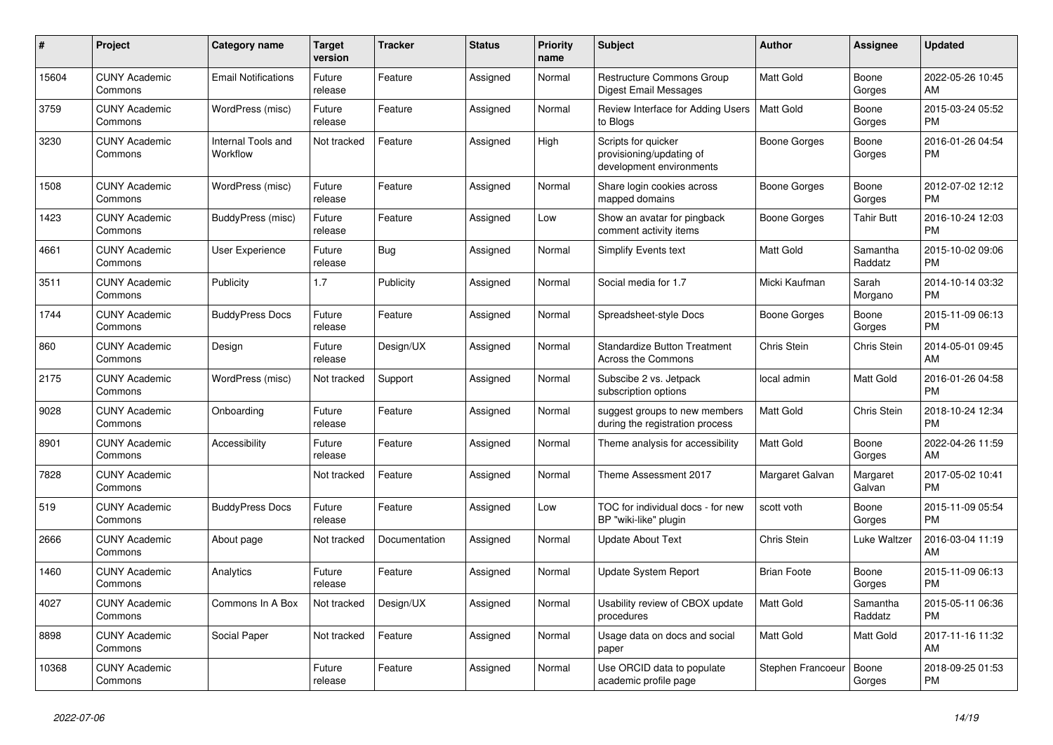| # | Project | Category name | Target version | Tracker | Status | Priority name | Subject | Author | Assignee | Updated |
|---|---|---|---|---|---|---|---|---|---|---|
| 15604 | CUNY Academic Commons | Email Notifications | Future release | Feature | Assigned | Normal | Restructure Commons Group Digest Email Messages | Matt Gold | Boone Gorges | 2022-05-26 10:45 AM |
| 3759 | CUNY Academic Commons | WordPress (misc) | Future release | Feature | Assigned | Normal | Review Interface for Adding Users to Blogs | Matt Gold | Boone Gorges | 2015-03-24 05:52 PM |
| 3230 | CUNY Academic Commons | Internal Tools and Workflow | Not tracked | Feature | Assigned | High | Scripts for quicker provisioning/updating of development environments | Boone Gorges | Boone Gorges | 2016-01-26 04:54 PM |
| 1508 | CUNY Academic Commons | WordPress (misc) | Future release | Feature | Assigned | Normal | Share login cookies across mapped domains | Boone Gorges | Boone Gorges | 2012-07-02 12:12 PM |
| 1423 | CUNY Academic Commons | BuddyPress (misc) | Future release | Feature | Assigned | Low | Show an avatar for pingback comment activity items | Boone Gorges | Tahir Butt | 2016-10-24 12:03 PM |
| 4661 | CUNY Academic Commons | User Experience | Future release | Bug | Assigned | Normal | Simplify Events text | Matt Gold | Samantha Raddatz | 2015-10-02 09:06 PM |
| 3511 | CUNY Academic Commons | Publicity | 1.7 | Publicity | Assigned | Normal | Social media for 1.7 | Micki Kaufman | Sarah Morgano | 2014-10-14 03:32 PM |
| 1744 | CUNY Academic Commons | BuddyPress Docs | Future release | Feature | Assigned | Normal | Spreadsheet-style Docs | Boone Gorges | Boone Gorges | 2015-11-09 06:13 PM |
| 860 | CUNY Academic Commons | Design | Future release | Design/UX | Assigned | Normal | Standardize Button Treatment Across the Commons | Chris Stein | Chris Stein | 2014-05-01 09:45 AM |
| 2175 | CUNY Academic Commons | WordPress (misc) | Not tracked | Support | Assigned | Normal | Subscibe 2 vs. Jetpack subscription options | local admin | Matt Gold | 2016-01-26 04:58 PM |
| 9028 | CUNY Academic Commons | Onboarding | Future release | Feature | Assigned | Normal | suggest groups to new members during the registration process | Matt Gold | Chris Stein | 2018-10-24 12:34 PM |
| 8901 | CUNY Academic Commons | Accessibility | Future release | Feature | Assigned | Normal | Theme analysis for accessibility | Matt Gold | Boone Gorges | 2022-04-26 11:59 AM |
| 7828 | CUNY Academic Commons | | Not tracked | Feature | Assigned | Normal | Theme Assessment 2017 | Margaret Galvan | Margaret Galvan | 2017-05-02 10:41 PM |
| 519 | CUNY Academic Commons | BuddyPress Docs | Future release | Feature | Assigned | Low | TOC for individual docs - for new BP "wiki-like" plugin | scott voth | Boone Gorges | 2015-11-09 05:54 PM |
| 2666 | CUNY Academic Commons | About page | Not tracked | Documentation | Assigned | Normal | Update About Text | Chris Stein | Luke Waltzer | 2016-03-04 11:19 AM |
| 1460 | CUNY Academic Commons | Analytics | Future release | Feature | Assigned | Normal | Update System Report | Brian Foote | Boone Gorges | 2015-11-09 06:13 PM |
| 4027 | CUNY Academic Commons | Commons In A Box | Not tracked | Design/UX | Assigned | Normal | Usability review of CBOX update procedures | Matt Gold | Samantha Raddatz | 2015-05-11 06:36 PM |
| 8898 | CUNY Academic Commons | Social Paper | Not tracked | Feature | Assigned | Normal | Usage data on docs and social paper | Matt Gold | Matt Gold | 2017-11-16 11:32 AM |
| 10368 | CUNY Academic Commons | | Future release | Feature | Assigned | Normal | Use ORCID data to populate academic profile page | Stephen Francoeur | Boone Gorges | 2018-09-25 01:53 PM |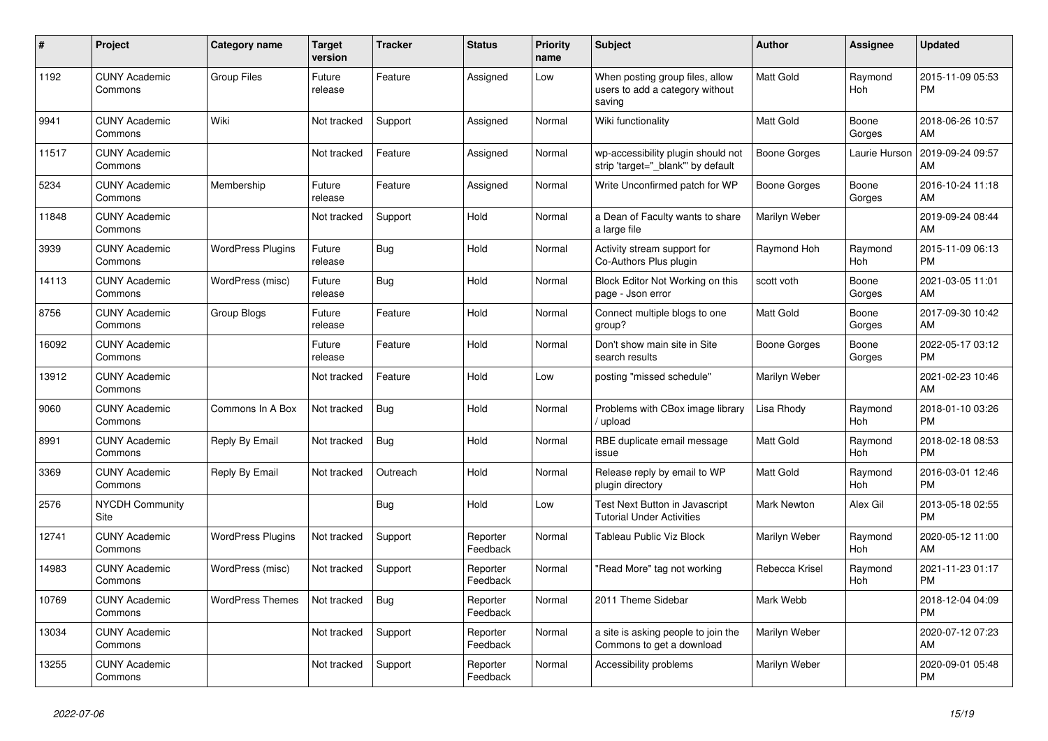| # | Project | Category name | Target version | Tracker | Status | Priority name | Subject | Author | Assignee | Updated |
|---|---|---|---|---|---|---|---|---|---|---|
| 1192 | CUNY Academic Commons | Group Files | Future release | Feature | Assigned | Low | When posting group files, allow users to add a category without saving | Matt Gold | Raymond Hoh | 2015-11-09 05:53 PM |
| 9941 | CUNY Academic Commons | Wiki | Not tracked | Support | Assigned | Normal | Wiki functionality | Matt Gold | Boone Gorges | 2018-06-26 10:57 AM |
| 11517 | CUNY Academic Commons | | Not tracked | Feature | Assigned | Normal | wp-accessibility plugin should not strip 'target="_blank"' by default | Boone Gorges | Laurie Hurson | 2019-09-24 09:57 AM |
| 5234 | CUNY Academic Commons | Membership | Future release | Feature | Assigned | Normal | Write Unconfirmed patch for WP | Boone Gorges | Boone Gorges | 2016-10-24 11:18 AM |
| 11848 | CUNY Academic Commons | | Not tracked | Support | Hold | Normal | a Dean of Faculty wants to share a large file | Marilyn Weber | | 2019-09-24 08:44 AM |
| 3939 | CUNY Academic Commons | WordPress Plugins | Future release | Bug | Hold | Normal | Activity stream support for Co-Authors Plus plugin | Raymond Hoh | Raymond Hoh | 2015-11-09 06:13 PM |
| 14113 | CUNY Academic Commons | WordPress (misc) | Future release | Bug | Hold | Normal | Block Editor Not Working on this page - Json error | scott voth | Boone Gorges | 2021-03-05 11:01 AM |
| 8756 | CUNY Academic Commons | Group Blogs | Future release | Feature | Hold | Normal | Connect multiple blogs to one group? | Matt Gold | Boone Gorges | 2017-09-30 10:42 AM |
| 16092 | CUNY Academic Commons | | Future release | Feature | Hold | Normal | Don't show main site in Site search results | Boone Gorges | Boone Gorges | 2022-05-17 03:12 PM |
| 13912 | CUNY Academic Commons | | Not tracked | Feature | Hold | Low | posting "missed schedule" | Marilyn Weber | | 2021-02-23 10:46 AM |
| 9060 | CUNY Academic Commons | Commons In A Box | Not tracked | Bug | Hold | Normal | Problems with CBox image library / upload | Lisa Rhody | Raymond Hoh | 2018-01-10 03:26 PM |
| 8991 | CUNY Academic Commons | Reply By Email | Not tracked | Bug | Hold | Normal | RBE duplicate email message issue | Matt Gold | Raymond Hoh | 2018-02-18 08:53 PM |
| 3369 | CUNY Academic Commons | Reply By Email | Not tracked | Outreach | Hold | Normal | Release reply by email to WP plugin directory | Matt Gold | Raymond Hoh | 2016-03-01 12:46 PM |
| 2576 | NYCDH Community Site | | | Bug | Hold | Low | Test Next Button in Javascript Tutorial Under Activities | Mark Newton | Alex Gil | 2013-05-18 02:55 PM |
| 12741 | CUNY Academic Commons | WordPress Plugins | Not tracked | Support | Reporter Feedback | Normal | Tableau Public Viz Block | Marilyn Weber | Raymond Hoh | 2020-05-12 11:00 AM |
| 14983 | CUNY Academic Commons | WordPress (misc) | Not tracked | Support | Reporter Feedback | Normal | "Read More" tag not working | Rebecca Krisel | Raymond Hoh | 2021-11-23 01:17 PM |
| 10769 | CUNY Academic Commons | WordPress Themes | Not tracked | Bug | Reporter Feedback | Normal | 2011 Theme Sidebar | Mark Webb | | 2018-12-04 04:09 PM |
| 13034 | CUNY Academic Commons | | Not tracked | Support | Reporter Feedback | Normal | a site is asking people to join the Commons to get a download | Marilyn Weber | | 2020-07-12 07:23 AM |
| 13255 | CUNY Academic Commons | | Not tracked | Support | Reporter Feedback | Normal | Accessibility problems | Marilyn Weber | | 2020-09-01 05:48 PM |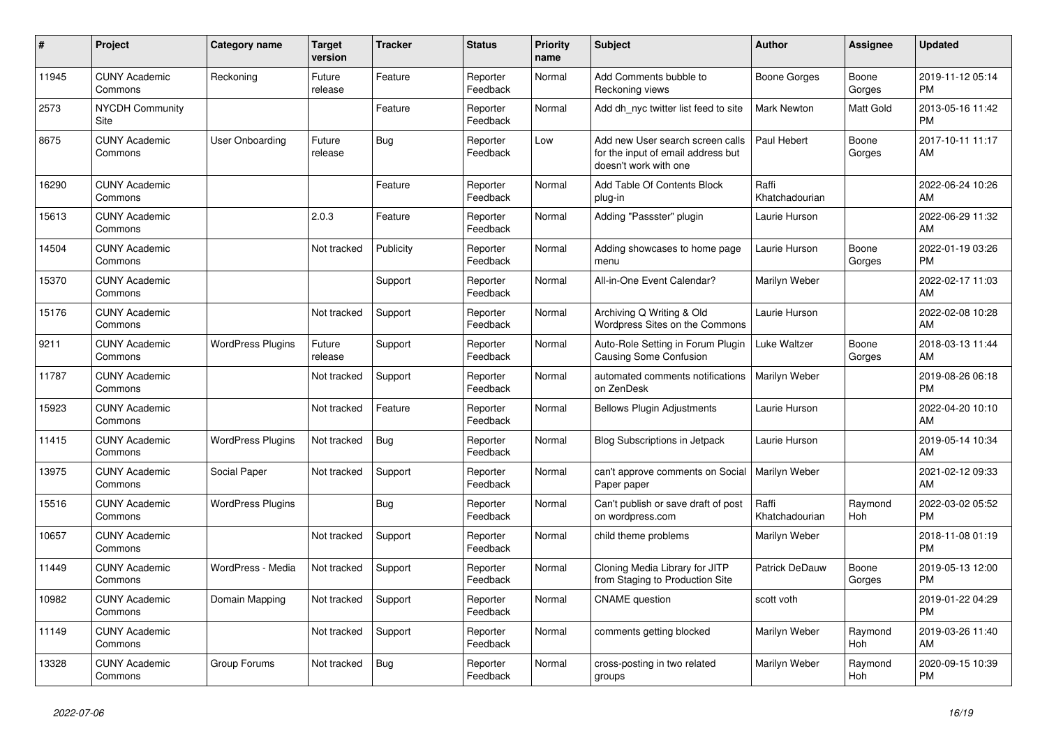| # | Project | Category name | Target version | Tracker | Status | Priority name | Subject | Author | Assignee | Updated |
| --- | --- | --- | --- | --- | --- | --- | --- | --- | --- | --- |
| 11945 | CUNY Academic Commons | Reckoning | Future release | Feature | Reporter Feedback | Normal | Add Comments bubble to Reckoning views | Boone Gorges | Boone Gorges | 2019-11-12 05:14 PM |
| 2573 | NYCDH Community Site | | | Feature | Reporter Feedback | Normal | Add dh_nyc twitter list feed to site | Mark Newton | Matt Gold | 2013-05-16 11:42 PM |
| 8675 | CUNY Academic Commons | User Onboarding | Future release | Bug | Reporter Feedback | Low | Add new User search screen calls for the input of email address but doesn't work with one | Paul Hebert | Boone Gorges | 2017-10-11 11:17 AM |
| 16290 | CUNY Academic Commons | | | Feature | Reporter Feedback | Normal | Add Table Of Contents Block plug-in | Raffi Khatchadourian | | 2022-06-24 10:26 AM |
| 15613 | CUNY Academic Commons | | 2.0.3 | Feature | Reporter Feedback | Normal | Adding "Passster" plugin | Laurie Hurson | | 2022-06-29 11:32 AM |
| 14504 | CUNY Academic Commons | | Not tracked | Publicity | Reporter Feedback | Normal | Adding showcases to home page menu | Laurie Hurson | Boone Gorges | 2022-01-19 03:26 PM |
| 15370 | CUNY Academic Commons | | | Support | Reporter Feedback | Normal | All-in-One Event Calendar? | Marilyn Weber | | 2022-02-17 11:03 AM |
| 15176 | CUNY Academic Commons | | Not tracked | Support | Reporter Feedback | Normal | Archiving Q Writing & Old Wordpress Sites on the Commons | Laurie Hurson | | 2022-02-08 10:28 AM |
| 9211 | CUNY Academic Commons | WordPress Plugins | Future release | Support | Reporter Feedback | Normal | Auto-Role Setting in Forum Plugin Causing Some Confusion | Luke Waltzer | Boone Gorges | 2018-03-13 11:44 AM |
| 11787 | CUNY Academic Commons | | Not tracked | Support | Reporter Feedback | Normal | automated comments notifications on ZenDesk | Marilyn Weber | | 2019-08-26 06:18 PM |
| 15923 | CUNY Academic Commons | | Not tracked | Feature | Reporter Feedback | Normal | Bellows Plugin Adjustments | Laurie Hurson | | 2022-04-20 10:10 AM |
| 11415 | CUNY Academic Commons | WordPress Plugins | Not tracked | Bug | Reporter Feedback | Normal | Blog Subscriptions in Jetpack | Laurie Hurson | | 2019-05-14 10:34 AM |
| 13975 | CUNY Academic Commons | Social Paper | Not tracked | Support | Reporter Feedback | Normal | can't approve comments on Social Paper paper | Marilyn Weber | | 2021-02-12 09:33 AM |
| 15516 | CUNY Academic Commons | WordPress Plugins | | Bug | Reporter Feedback | Normal | Can't publish or save draft of post on wordpress.com | Raffi Khatchadourian | Raymond Hoh | 2022-03-02 05:52 PM |
| 10657 | CUNY Academic Commons | | Not tracked | Support | Reporter Feedback | Normal | child theme problems | Marilyn Weber | | 2018-11-08 01:19 PM |
| 11449 | CUNY Academic Commons | WordPress - Media | Not tracked | Support | Reporter Feedback | Normal | Cloning Media Library for JITP from Staging to Production Site | Patrick DeDauw | Boone Gorges | 2019-05-13 12:00 PM |
| 10982 | CUNY Academic Commons | Domain Mapping | Not tracked | Support | Reporter Feedback | Normal | CNAME question | scott voth | | 2019-01-22 04:29 PM |
| 11149 | CUNY Academic Commons | | Not tracked | Support | Reporter Feedback | Normal | comments getting blocked | Marilyn Weber | Raymond Hoh | 2019-03-26 11:40 AM |
| 13328 | CUNY Academic Commons | Group Forums | Not tracked | Bug | Reporter Feedback | Normal | cross-posting in two related groups | Marilyn Weber | Raymond Hoh | 2020-09-15 10:39 PM |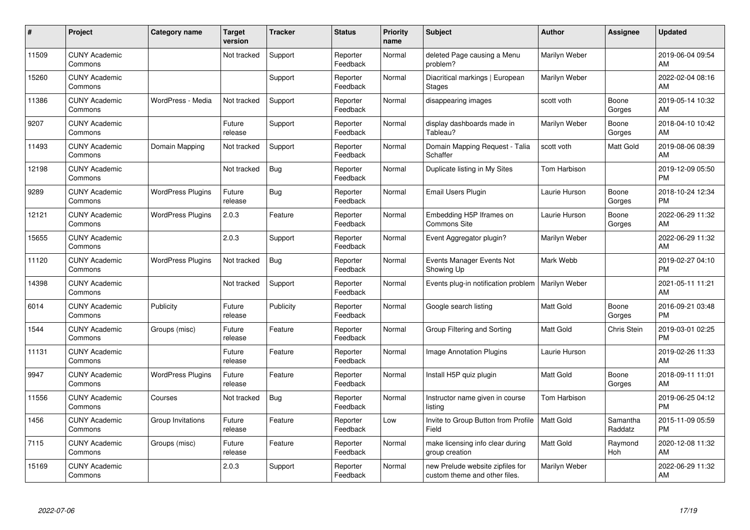| # | Project | Category name | Target version | Tracker | Status | Priority name | Subject | Author | Assignee | Updated |
|---|---|---|---|---|---|---|---|---|---|---|
| 11509 | CUNY Academic Commons | | Not tracked | Support | Reporter Feedback | Normal | deleted Page causing a Menu problem? | Marilyn Weber | | 2019-06-04 09:54 AM |
| 15260 | CUNY Academic Commons | | | Support | Reporter Feedback | Normal | Diacritical markings \| European Stages | Marilyn Weber | | 2022-02-04 08:16 AM |
| 11386 | CUNY Academic Commons | WordPress - Media | Not tracked | Support | Reporter Feedback | Normal | disappearing images | scott voth | Boone Gorges | 2019-05-14 10:32 AM |
| 9207 | CUNY Academic Commons | | Future release | Support | Reporter Feedback | Normal | display dashboards made in Tableau? | Marilyn Weber | Boone Gorges | 2018-04-10 10:42 AM |
| 11493 | CUNY Academic Commons | Domain Mapping | Not tracked | Support | Reporter Feedback | Normal | Domain Mapping Request - Talia Schaffer | scott voth | Matt Gold | 2019-08-06 08:39 AM |
| 12198 | CUNY Academic Commons | | Not tracked | Bug | Reporter Feedback | Normal | Duplicate listing in My Sites | Tom Harbison | | 2019-12-09 05:50 PM |
| 9289 | CUNY Academic Commons | WordPress Plugins | Future release | Bug | Reporter Feedback | Normal | Email Users Plugin | Laurie Hurson | Boone Gorges | 2018-10-24 12:34 PM |
| 12121 | CUNY Academic Commons | WordPress Plugins | 2.0.3 | Feature | Reporter Feedback | Normal | Embedding H5P Iframes on Commons Site | Laurie Hurson | Boone Gorges | 2022-06-29 11:32 AM |
| 15655 | CUNY Academic Commons | | 2.0.3 | Support | Reporter Feedback | Normal | Event Aggregator plugin? | Marilyn Weber | | 2022-06-29 11:32 AM |
| 11120 | CUNY Academic Commons | WordPress Plugins | Not tracked | Bug | Reporter Feedback | Normal | Events Manager Events Not Showing Up | Mark Webb | | 2019-02-27 04:10 PM |
| 14398 | CUNY Academic Commons | | Not tracked | Support | Reporter Feedback | Normal | Events plug-in notification problem | Marilyn Weber | | 2021-05-11 11:21 AM |
| 6014 | CUNY Academic Commons | Publicity | Future release | Publicity | Reporter Feedback | Normal | Google search listing | Matt Gold | Boone Gorges | 2016-09-21 03:48 PM |
| 1544 | CUNY Academic Commons | Groups (misc) | Future release | Feature | Reporter Feedback | Normal | Group Filtering and Sorting | Matt Gold | Chris Stein | 2019-03-01 02:25 PM |
| 11131 | CUNY Academic Commons | | Future release | Feature | Reporter Feedback | Normal | Image Annotation Plugins | Laurie Hurson | | 2019-02-26 11:33 AM |
| 9947 | CUNY Academic Commons | WordPress Plugins | Future release | Feature | Reporter Feedback | Normal | Install H5P quiz plugin | Matt Gold | Boone Gorges | 2018-09-11 11:01 AM |
| 11556 | CUNY Academic Commons | Courses | Not tracked | Bug | Reporter Feedback | Normal | Instructor name given in course listing | Tom Harbison | | 2019-06-25 04:12 PM |
| 1456 | CUNY Academic Commons | Group Invitations | Future release | Feature | Reporter Feedback | Low | Invite to Group Button from Profile Field | Matt Gold | Samantha Raddatz | 2015-11-09 05:59 PM |
| 7115 | CUNY Academic Commons | Groups (misc) | Future release | Feature | Reporter Feedback | Normal | make licensing info clear during group creation | Matt Gold | Raymond Hoh | 2020-12-08 11:32 AM |
| 15169 | CUNY Academic Commons | | 2.0.3 | Support | Reporter Feedback | Normal | new Prelude website zipfiles for custom theme and other files. | Marilyn Weber | | 2022-06-29 11:32 AM |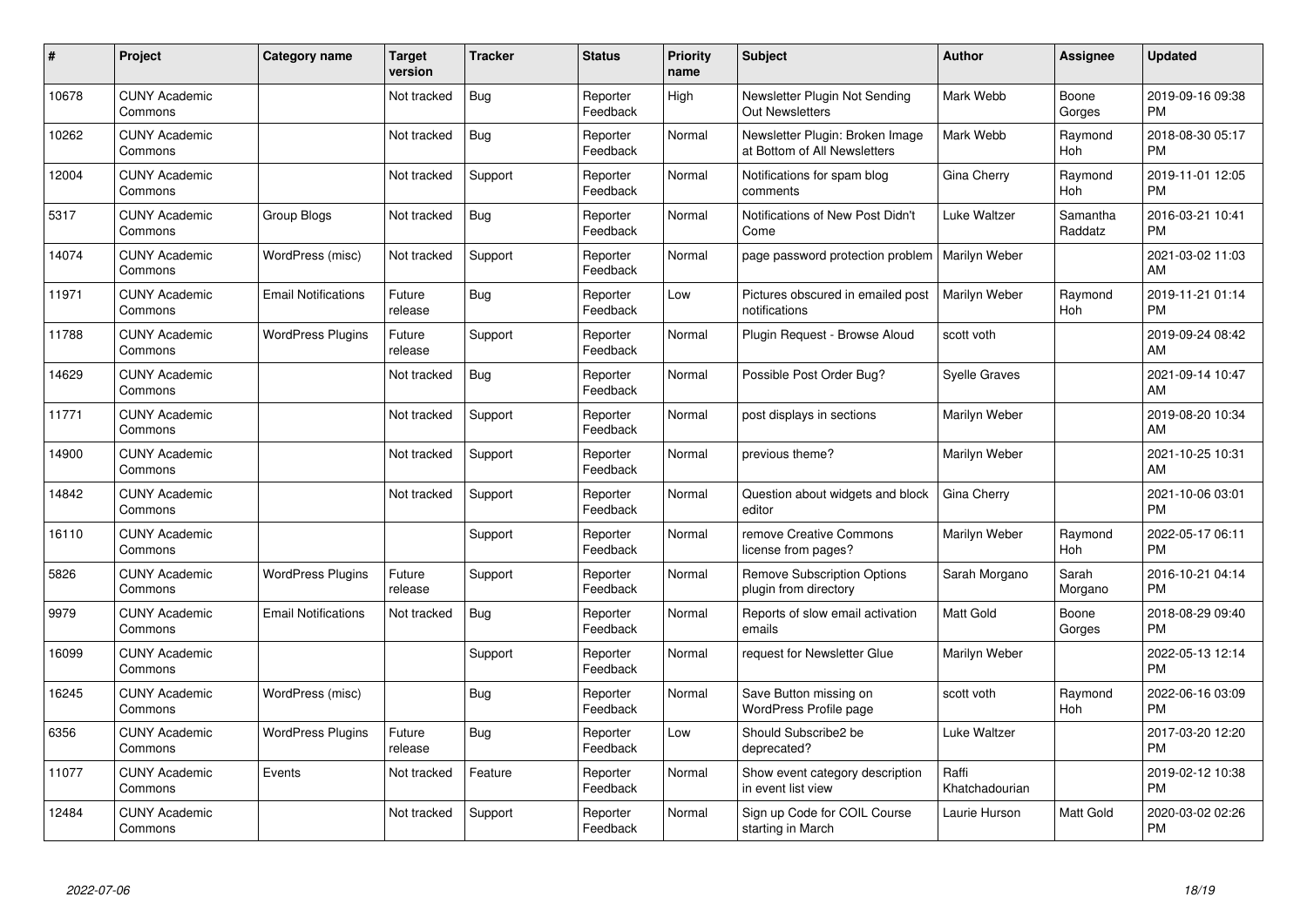| # | Project | Category name | Target version | Tracker | Status | Priority name | Subject | Author | Assignee | Updated |
|---|---|---|---|---|---|---|---|---|---|---|
| 10678 | CUNY Academic Commons | | Not tracked | Bug | Reporter Feedback | High | Newsletter Plugin Not Sending Out Newsletters | Mark Webb | Boone Gorges | 2019-09-16 09:38 PM |
| 10262 | CUNY Academic Commons | | Not tracked | Bug | Reporter Feedback | Normal | Newsletter Plugin: Broken Image at Bottom of All Newsletters | Mark Webb | Raymond Hoh | 2018-08-30 05:17 PM |
| 12004 | CUNY Academic Commons | | Not tracked | Support | Reporter Feedback | Normal | Notifications for spam blog comments | Gina Cherry | Raymond Hoh | 2019-11-01 12:05 PM |
| 5317 | CUNY Academic Commons | Group Blogs | Not tracked | Bug | Reporter Feedback | Normal | Notifications of New Post Didn't Come | Luke Waltzer | Samantha Raddatz | 2016-03-21 10:41 PM |
| 14074 | CUNY Academic Commons | WordPress (misc) | Not tracked | Support | Reporter Feedback | Normal | page password protection problem | Marilyn Weber | | 2021-03-02 11:03 AM |
| 11971 | CUNY Academic Commons | Email Notifications | Future release | Bug | Reporter Feedback | Low | Pictures obscured in emailed post notifications | Marilyn Weber | Raymond Hoh | 2019-11-21 01:14 PM |
| 11788 | CUNY Academic Commons | WordPress Plugins | Future release | Support | Reporter Feedback | Normal | Plugin Request - Browse Aloud | scott voth | | 2019-09-24 08:42 AM |
| 14629 | CUNY Academic Commons | | Not tracked | Bug | Reporter Feedback | Normal | Possible Post Order Bug? | Syelle Graves | | 2021-09-14 10:47 AM |
| 11771 | CUNY Academic Commons | | Not tracked | Support | Reporter Feedback | Normal | post displays in sections | Marilyn Weber | | 2019-08-20 10:34 AM |
| 14900 | CUNY Academic Commons | | Not tracked | Support | Reporter Feedback | Normal | previous theme? | Marilyn Weber | | 2021-10-25 10:31 AM |
| 14842 | CUNY Academic Commons | | Not tracked | Support | Reporter Feedback | Normal | Question about widgets and block editor | Gina Cherry | | 2021-10-06 03:01 PM |
| 16110 | CUNY Academic Commons | | | Support | Reporter Feedback | Normal | remove Creative Commons license from pages? | Marilyn Weber | Raymond Hoh | 2022-05-17 06:11 PM |
| 5826 | CUNY Academic Commons | WordPress Plugins | Future release | Support | Reporter Feedback | Normal | Remove Subscription Options plugin from directory | Sarah Morgano | Sarah Morgano | 2016-10-21 04:14 PM |
| 9979 | CUNY Academic Commons | Email Notifications | Not tracked | Bug | Reporter Feedback | Normal | Reports of slow email activation emails | Matt Gold | Boone Gorges | 2018-08-29 09:40 PM |
| 16099 | CUNY Academic Commons | | | Support | Reporter Feedback | Normal | request for Newsletter Glue | Marilyn Weber | | 2022-05-13 12:14 PM |
| 16245 | CUNY Academic Commons | WordPress (misc) | | Bug | Reporter Feedback | Normal | Save Button missing on WordPress Profile page | scott voth | Raymond Hoh | 2022-06-16 03:09 PM |
| 6356 | CUNY Academic Commons | WordPress Plugins | Future release | Bug | Reporter Feedback | Low | Should Subscribe2 be deprecated? | Luke Waltzer | | 2017-03-20 12:20 PM |
| 11077 | CUNY Academic Commons | Events | Not tracked | Feature | Reporter Feedback | Normal | Show event category description in event list view | Raffi Khatchadourian | | 2019-02-12 10:38 PM |
| 12484 | CUNY Academic Commons | | Not tracked | Support | Reporter Feedback | Normal | Sign up Code for COIL Course starting in March | Laurie Hurson | Matt Gold | 2020-03-02 02:26 PM |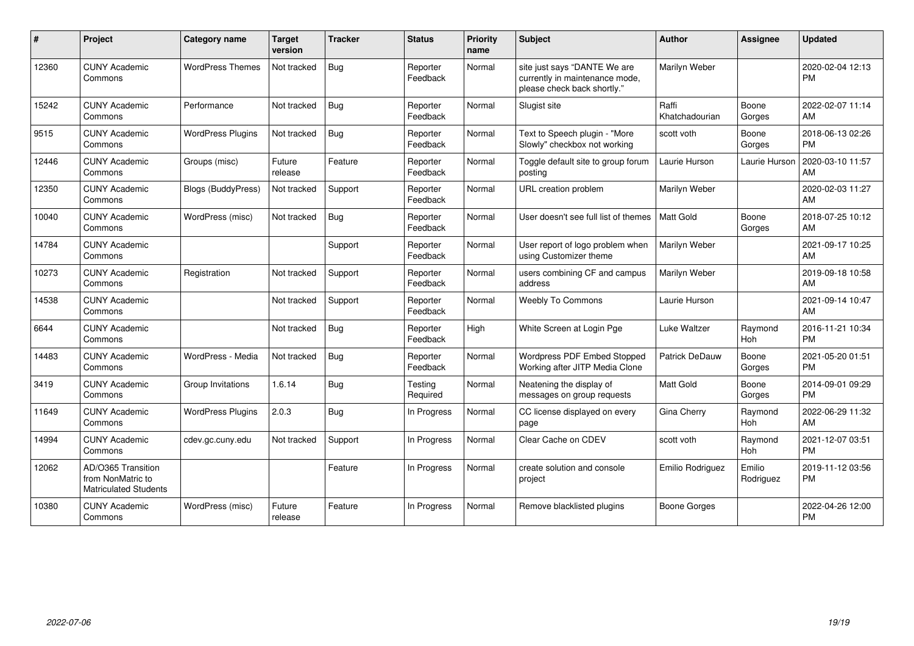| # | Project | Category name | Target version | Tracker | Status | Priority name | Subject | Author | Assignee | Updated |
|---|---|---|---|---|---|---|---|---|---|---|
| 12360 | CUNY Academic Commons | WordPress Themes | Not tracked | Bug | Reporter Feedback | Normal | site just says "DANTE We are currently in maintenance mode, please check back shortly." | Marilyn Weber | | 2020-02-04 12:13 PM |
| 15242 | CUNY Academic Commons | Performance | Not tracked | Bug | Reporter Feedback | Normal | Slugist site | Raffi Khatchadourian | Boone Gorges | 2022-02-07 11:14 AM |
| 9515 | CUNY Academic Commons | WordPress Plugins | Not tracked | Bug | Reporter Feedback | Normal | Text to Speech plugin - "More Slowly" checkbox not working | scott voth | Boone Gorges | 2018-06-13 02:26 PM |
| 12446 | CUNY Academic Commons | Groups (misc) | Future release | Feature | Reporter Feedback | Normal | Toggle default site to group forum posting | Laurie Hurson | Laurie Hurson | 2020-03-10 11:57 AM |
| 12350 | CUNY Academic Commons | Blogs (BuddyPress) | Not tracked | Support | Reporter Feedback | Normal | URL creation problem | Marilyn Weber | | 2020-02-03 11:27 AM |
| 10040 | CUNY Academic Commons | WordPress (misc) | Not tracked | Bug | Reporter Feedback | Normal | User doesn't see full list of themes | Matt Gold | Boone Gorges | 2018-07-25 10:12 AM |
| 14784 | CUNY Academic Commons | | | Support | Reporter Feedback | Normal | User report of logo problem when using Customizer theme | Marilyn Weber | | 2021-09-17 10:25 AM |
| 10273 | CUNY Academic Commons | Registration | Not tracked | Support | Reporter Feedback | Normal | users combining CF and campus address | Marilyn Weber | | 2019-09-18 10:58 AM |
| 14538 | CUNY Academic Commons | | Not tracked | Support | Reporter Feedback | Normal | Weebly To Commons | Laurie Hurson | | 2021-09-14 10:47 AM |
| 6644 | CUNY Academic Commons | | Not tracked | Bug | Reporter Feedback | High | White Screen at Login Pge | Luke Waltzer | Raymond Hoh | 2016-11-21 10:34 PM |
| 14483 | CUNY Academic Commons | WordPress - Media | Not tracked | Bug | Reporter Feedback | Normal | Wordpress PDF Embed Stopped Working after JITP Media Clone | Patrick DeDauw | Boone Gorges | 2021-05-20 01:51 PM |
| 3419 | CUNY Academic Commons | Group Invitations | 1.6.14 | Bug | Testing Required | Normal | Neatening the display of messages on group requests | Matt Gold | Boone Gorges | 2014-09-01 09:29 PM |
| 11649 | CUNY Academic Commons | WordPress Plugins | 2.0.3 | Bug | In Progress | Normal | CC license displayed on every page | Gina Cherry | Raymond Hoh | 2022-06-29 11:32 AM |
| 14994 | CUNY Academic Commons | cdev.gc.cuny.edu | Not tracked | Support | In Progress | Normal | Clear Cache on CDEV | scott voth | Raymond Hoh | 2021-12-07 03:51 PM |
| 12062 | AD/O365 Transition from NonMatric to Matriculated Students | | | Feature | In Progress | Normal | create solution and console project | Emilio Rodriguez | Emilio Rodriguez | 2019-11-12 03:56 PM |
| 10380 | CUNY Academic Commons | WordPress (misc) | Future release | Feature | In Progress | Normal | Remove blacklisted plugins | Boone Gorges | | 2022-04-26 12:00 PM |